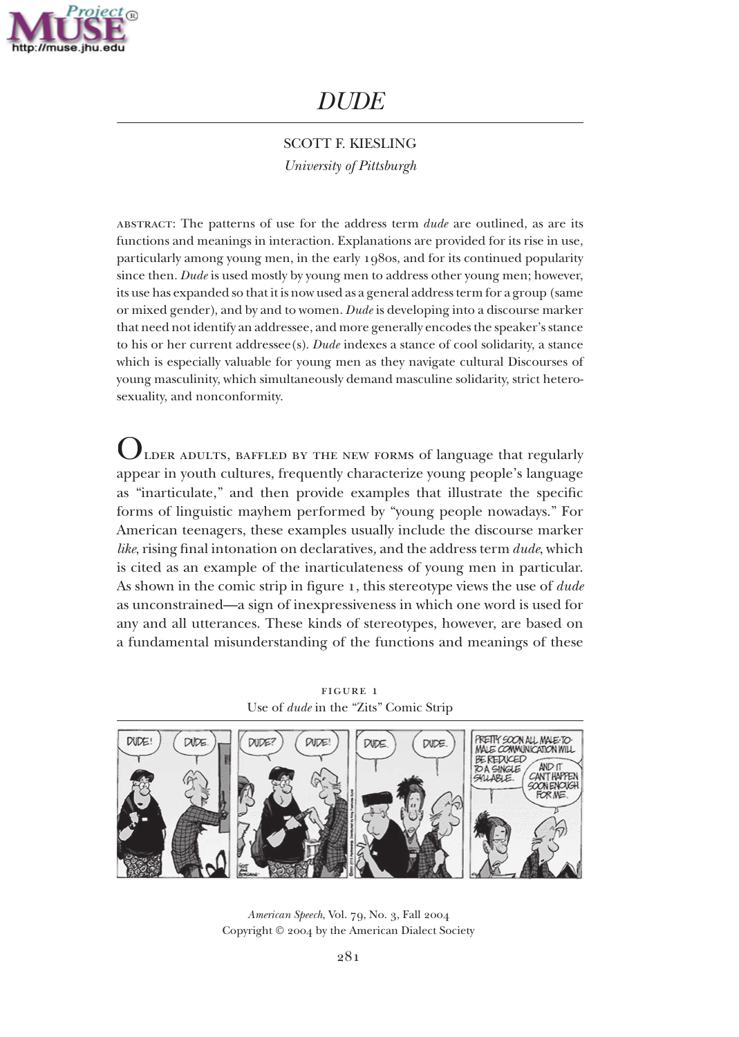# *DUDE*

SCOTT F. KIESLING

*University of Pittsburgh*

ABSTRACT: The patterns of use for the address term *dude* are outlined, as are its functions and meanings in interaction. Explanations are provided for its rise in use, particularly among young men, in the early 1980s, and for its continued popularity since then. *Dude* is used mostly by young men to address other young men; however, its use has expanded so that it is now used as a general address term for a group (same or mixed gender), and by and to women. *Dude* is developing into a discourse marker that need not identify an addressee, and more generally encodes the speaker's stance to his or her current addressee(s). *Dude* indexes a stance of cool solidarity, a stance which is especially valuable for young men as they navigate cultural Discourses of young masculinity, which simultaneously demand masculine solidarity, strict heterosexuality, and nonconformity.

OLDER ADULTS, BAFFLED BY THE NEW FORMS of language that regularly appear in youth cultures, frequently characterize young people's language as "inarticulate," and then provide examples that illustrate the specific forms of linguistic mayhem performed by "young people nowadays." For American teenagers, these examples usually include the discourse marker *like*, rising final intonation on declaratives, and the address term *dude*, which is cited as an example of the inarticulateness of young men in particular. As shown in the comic strip in figure 1, this stereotype views the use of *dude* as unconstrained—a sign of inexpressiveness in which one word is used for any and all utterances. These kinds of stereotypes, however, are based on a fundamental misunderstanding of the functions and meanings of these

FIGURE 1

Use of *dude* in the "Zits" Comic Strip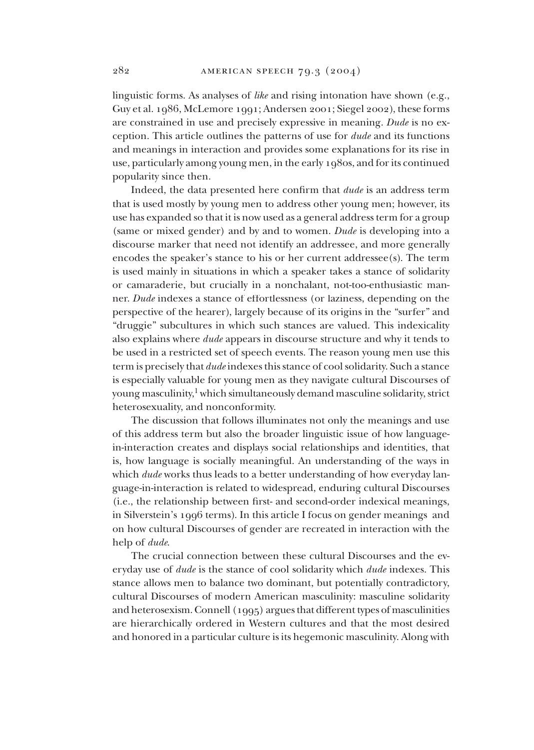linguistic forms. As analyses of *like* and rising intonation have shown (e.g., Guy et al. 1986, McLemore 1991; Andersen 2001; Siegel 2002), these forms are constrained in use and precisely expressive in meaning. *Dude* is no exception. This article outlines the patterns of use for *dude* and its functions and meanings in interaction and provides some explanations for its rise in use, particularly among young men, in the early 1980s, and for its continued popularity since then.

Indeed, the data presented here confirm that *dude* is an address term that is used mostly by young men to address other young men; however, its use has expanded so that it is now used as a general address term for a group (same or mixed gender) and by and to women. *Dude* is developing into a discourse marker that need not identify an addressee, and more generally encodes the speaker's stance to his or her current addressee(s). The term is used mainly in situations in which a speaker takes a stance of solidarity or camaraderie, but crucially in a nonchalant, not-too-enthusiastic manner. *Dude* indexes a stance of effortlessness (or laziness, depending on the perspective of the hearer), largely because of its origins in the "surfer" and "druggie" subcultures in which such stances are valued. This indexicality also explains where *dude* appears in discourse structure and why it tends to be used in a restricted set of speech events. The reason young men use this term is precisely that *dude* indexes this stance of cool solidarity. Such a stance is especially valuable for young men as they navigate cultural Discourses of young masculinity,[1] which simultaneously demand masculine solidarity, strict heterosexuality, and nonconformity.

The discussion that follows illuminates not only the meanings and use of this address term but also the broader linguistic issue of how language-in-interaction creates and displays social relationships and identities, that is, how language is socially meaningful. An understanding of the ways in which *dude* works thus leads to a better understanding of how everyday language-in-interaction is related to widespread, enduring cultural Discourses (i.e., the relationship between first- and second-order indexical meanings, in Silverstein's 1996 terms). In this article I focus on gender meanings and on how cultural Discourses of gender are recreated in interaction with the help of *dude*.

The crucial connection between these cultural Discourses and the everyday use of *dude* is the stance of cool solidarity which *dude* indexes. This stance allows men to balance two dominant, but potentially contradictory, cultural Discourses of modern American masculinity: masculine solidarity and heterosexism. Connell (1995) argues that different types of masculinities are hierarchically ordered in Western cultures and that the most desired and honored in a particular culture is its hegemonic masculinity. Along with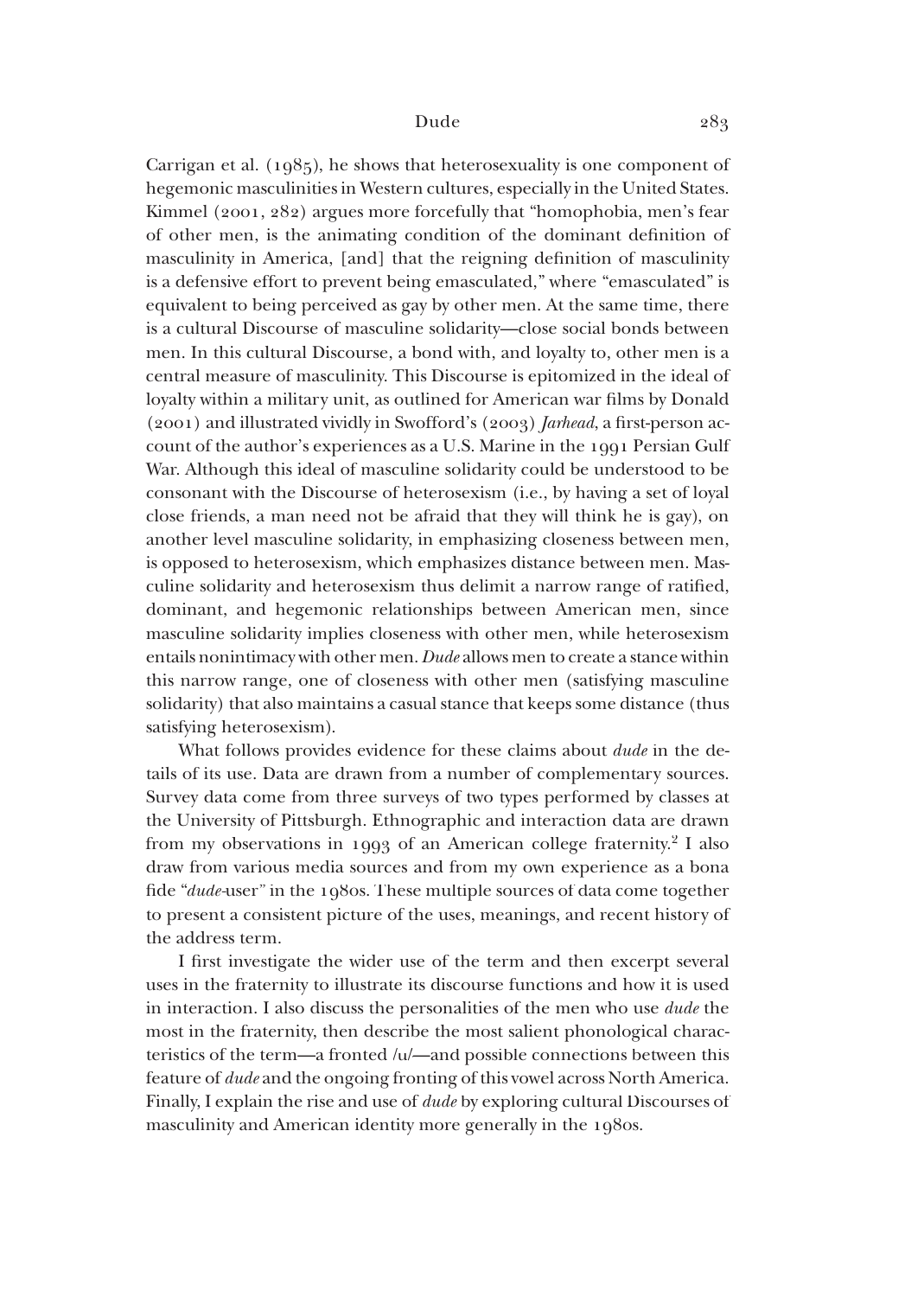Carrigan et al. (1985), he shows that heterosexuality is one component of hegemonic masculinities in Western cultures, especially in the United States. Kimmel (2001, 282) argues more forcefully that "homophobia, men's fear of other men, is the animating condition of the dominant definition of masculinity in America, [and] that the reigning definition of masculinity is a defensive effort to prevent being emasculated," where "emasculated" is equivalent to being perceived as gay by other men. At the same time, there is a cultural Discourse of masculine solidarity—close social bonds between men. In this cultural Discourse, a bond with, and loyalty to, other men is a central measure of masculinity. This Discourse is epitomized in the ideal of loyalty within a military unit, as outlined for American war films by Donald (2001) and illustrated vividly in Swofford's (2003) *Jarhead*, a first-person account of the author's experiences as a U.S. Marine in the 1991 Persian Gulf War. Although this ideal of masculine solidarity could be understood to be consonant with the Discourse of heterosexism (i.e., by having a set of loyal close friends, a man need not be afraid that they will think he is gay), on another level masculine solidarity, in emphasizing closeness between men, is opposed to heterosexism, which emphasizes distance between men. Masculine solidarity and heterosexism thus delimit a narrow range of ratified, dominant, and hegemonic relationships between American men, since masculine solidarity implies closeness with other men, while heterosexism entails nonintimacy with other men. *Dude* allows men to create a stance within this narrow range, one of closeness with other men (satisfying masculine solidarity) that also maintains a casual stance that keeps some distance (thus satisfying heterosexism).

What follows provides evidence for these claims about *dude* in the details of its use. Data are drawn from a number of complementary sources. Survey data come from three surveys of two types performed by classes at the University of Pittsburgh. Ethnographic and interaction data are drawn from my observations in 1993 of an American college fraternity.[2] I also draw from various media sources and from my own experience as a bona fide "*dude*-user" in the 1980s. These multiple sources of data come together to present a consistent picture of the uses, meanings, and recent history of the address term.

I first investigate the wider use of the term and then excerpt several uses in the fraternity to illustrate its discourse functions and how it is used in interaction. I also discuss the personalities of the men who use *dude* the most in the fraternity, then describe the most salient phonological characteristics of the term—a fronted /u/—and possible connections between this feature of *dude* and the ongoing fronting of this vowel across North America. Finally, I explain the rise and use of *dude* by exploring cultural Discourses of masculinity and American identity more generally in the 1980s.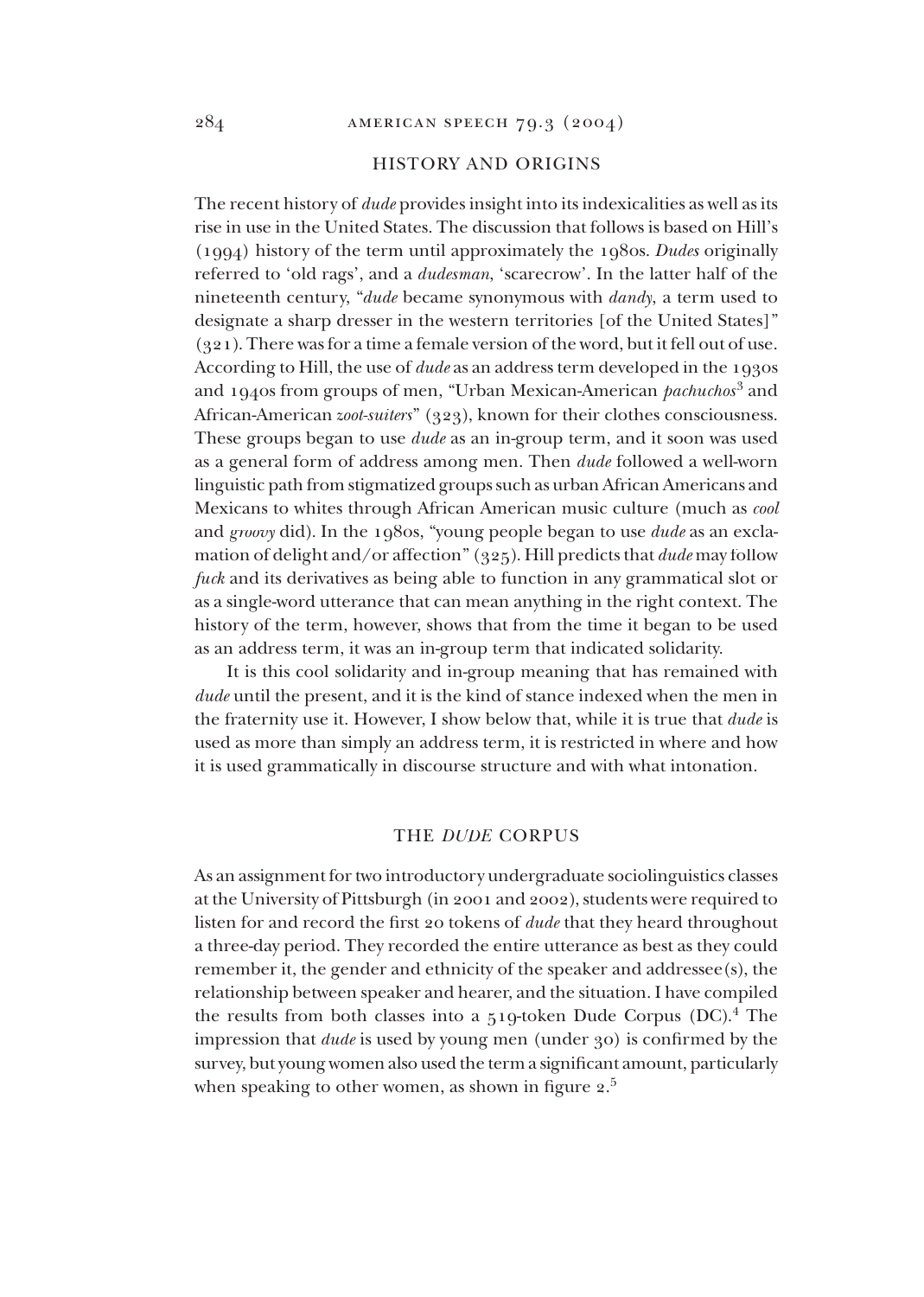## HISTORY AND ORIGINS

The recent history of *dude* provides insight into its indexicalities as well as its rise in use in the United States. The discussion that follows is based on Hill's (1994) history of the term until approximately the 1980s. *Dudes* originally referred to 'old rags', and a *dudesman*, 'scarecrow'. In the latter half of the nineteenth century, "*dude* became synonymous with *dandy,* a term used to designate a sharp dresser in the western territories [of the United States]" (321). There was for a time a female version of the word, but it fell out of use. According to Hill, the use of *dude* as an address term developed in the 1930s and 1940s from groups of men, "Urban Mexican-American *pachuchos*[3] and African-American *zoot-suiters*" (323), known for their clothes consciousness. These groups began to use *dude* as an in-group term, and it soon was used as a general form of address among men. Then *dude* followed a well-worn linguistic path from stigmatized groups such as urban African Americans and Mexicans to whites through African American music culture (much as *cool* and *groovy* did). In the 1980s, "young people began to use *dude* as an exclamation of delight and/or affection" (325). Hill predicts that *dude* may follow *fuck* and its derivatives as being able to function in any grammatical slot or as a single-word utterance that can mean anything in the right context. The history of the term, however, shows that from the time it began to be used as an address term, it was an in-group term that indicated solidarity.

It is this cool solidarity and in-group meaning that has remained with *dude* until the present, and it is the kind of stance indexed when the men in the fraternity use it. However, I show below that, while it is true that *dude* is used as more than simply an address term, it is restricted in where and how it is used grammatically in discourse structure and with what intonation.

## THE *DUDE* CORPUS

As an assignment for two introductory undergraduate sociolinguistics classes at the University of Pittsburgh (in 2001 and 2002), students were required to listen for and record the first 20 tokens of *dude* that they heard throughout a three-day period. They recorded the entire utterance as best as they could remember it, the gender and ethnicity of the speaker and addressee(s), the relationship between speaker and hearer, and the situation. I have compiled the results from both classes into a 519-token Dude Corpus (DC).[4] The impression that *dude* is used by young men (under 30) is confirmed by the survey, but young women also used the term a significant amount, particularly when speaking to other women, as shown in figure 2.[5]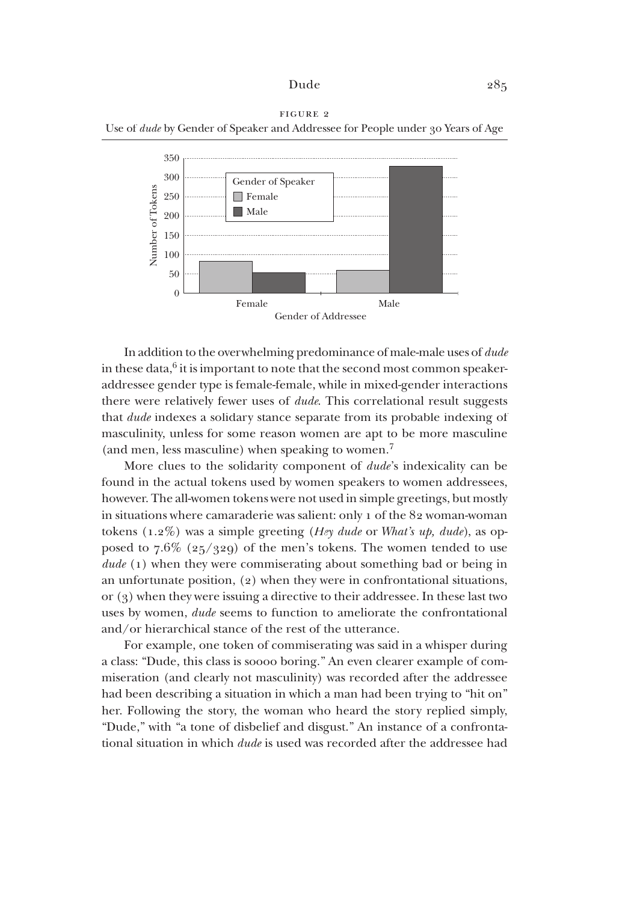FIGURE 2

Use of *dude* by Gender of Speaker and Addressee for People under 30 Years of Age

In addition to the overwhelming predominance of male-male uses of *dude* in these data,[6] it is important to note that the second most common speaker-addressee gender type is female-female, while in mixed-gender interactions there were relatively fewer uses of *dude*. This correlational result suggests that *dude* indexes a solidary stance separate from its probable indexing of masculinity, unless for some reason women are apt to be more masculine (and men, less masculine) when speaking to women.[7]

More clues to the solidarity component of *dude*'s indexicality can be found in the actual tokens used by women speakers to women addressees, however. The all-women tokens were not used in simple greetings, but mostly in situations where camaraderie was salient: only 1 of the 82 woman-woman tokens (1.2%) was a simple greeting (*Hey dude* or *What's up, dude*), as opposed to 7.6% (25/329) of the men's tokens. The women tended to use *dude* (1) when they were commiserating about something bad or being in an unfortunate position, (2) when they were in confrontational situations, or (3) when they were issuing a directive to their addressee. In these last two uses by women, *dude* seems to function to ameliorate the confrontational and/or hierarchical stance of the rest of the utterance.

For example, one token of commiserating was said in a whisper during a class: "Dude, this class is soooo boring." An even clearer example of commiseration (and clearly not masculinity) was recorded after the addressee had been describing a situation in which a man had been trying to "hit on" her. Following the story, the woman who heard the story replied simply, "Dude," with "a tone of disbelief and disgust." An instance of a confrontational situation in which *dude* is used was recorded after the addressee had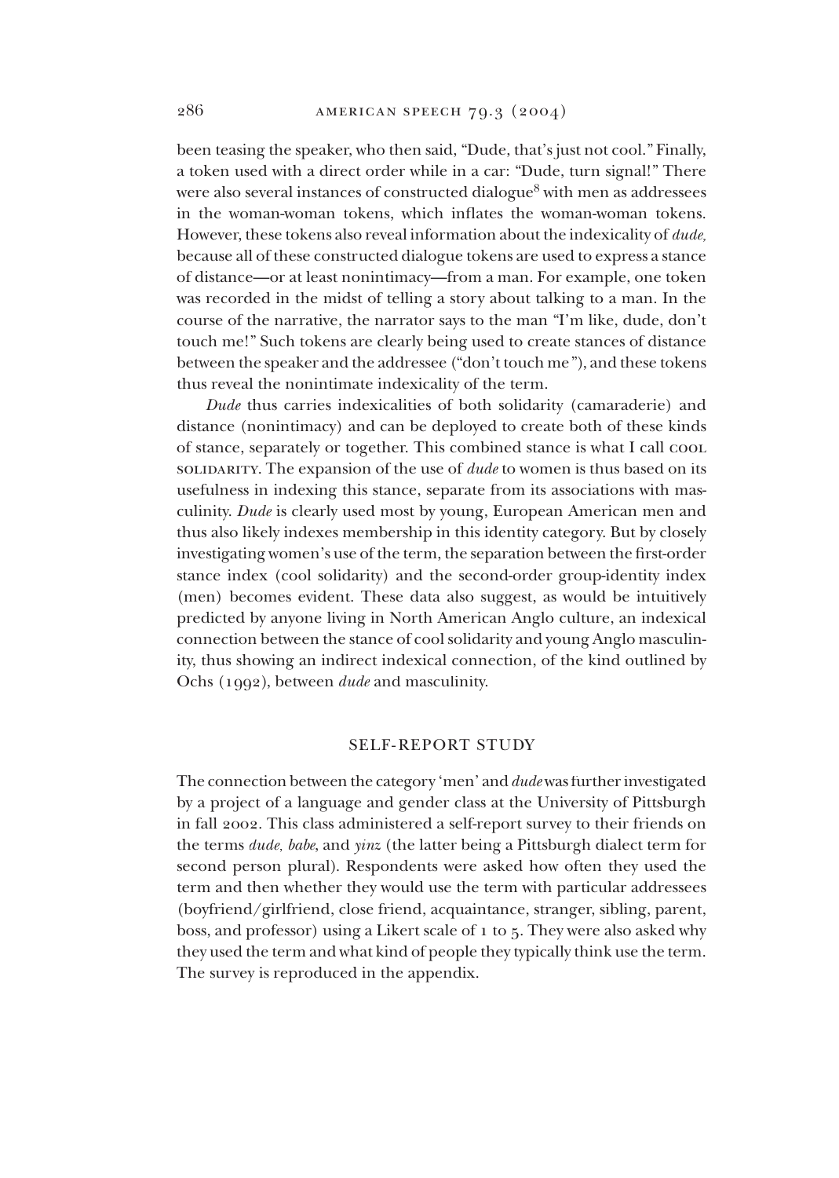been teasing the speaker, who then said, “Dude, that’s just not cool.” Finally, a token used with a direct order while in a car: “Dude, turn signal!” There were also several instances of constructed dialogue[8] with men as addressees in the woman-woman tokens, which inflates the woman-woman tokens. However, these tokens also reveal information about the indexicality of *dude,* because all of these constructed dialogue tokens are used to express a stance of distance—or at least nonintimacy—from a man. For example, one token was recorded in the midst of telling a story about talking to a man. In the course of the narrative, the narrator says to the man “I’m like, dude, don’t touch me!” Such tokens are clearly being used to create stances of distance between the speaker and the addressee (“don’t touch me”), and these tokens thus reveal the nonintimate indexicality of the term.

*Dude* thus carries indexicalities of both solidarity (camaraderie) and distance (nonintimacy) and can be deployed to create both of these kinds of stance, separately or together. This combined stance is what I call COOL SOLIDARITY. The expansion of the use of *dude* to women is thus based on its usefulness in indexing this stance, separate from its associations with masculinity. *Dude* is clearly used most by young, European American men and thus also likely indexes membership in this identity category. But by closely investigating women’s use of the term, the separation between the first-order stance index (cool solidarity) and the second-order group-identity index (men) becomes evident. These data also suggest, as would be intuitively predicted by anyone living in North American Anglo culture, an indexical connection between the stance of cool solidarity and young Anglo masculinity, thus showing an indirect indexical connection, of the kind outlined by Ochs (1992), between *dude* and masculinity.

## SELF-REPORT STUDY

The connection between the category ‘men’ and *dude* was further investigated by a project of a language and gender class at the University of Pittsburgh in fall 2002. This class administered a self-report survey to their friends on the terms *dude, babe*, and *yinz* (the latter being a Pittsburgh dialect term for second person plural). Respondents were asked how often they used the term and then whether they would use the term with particular addressees (boyfriend/girlfriend, close friend, acquaintance, stranger, sibling, parent, boss, and professor) using a Likert scale of 1 to 5. They were also asked why they used the term and what kind of people they typically think use the term. The survey is reproduced in the appendix.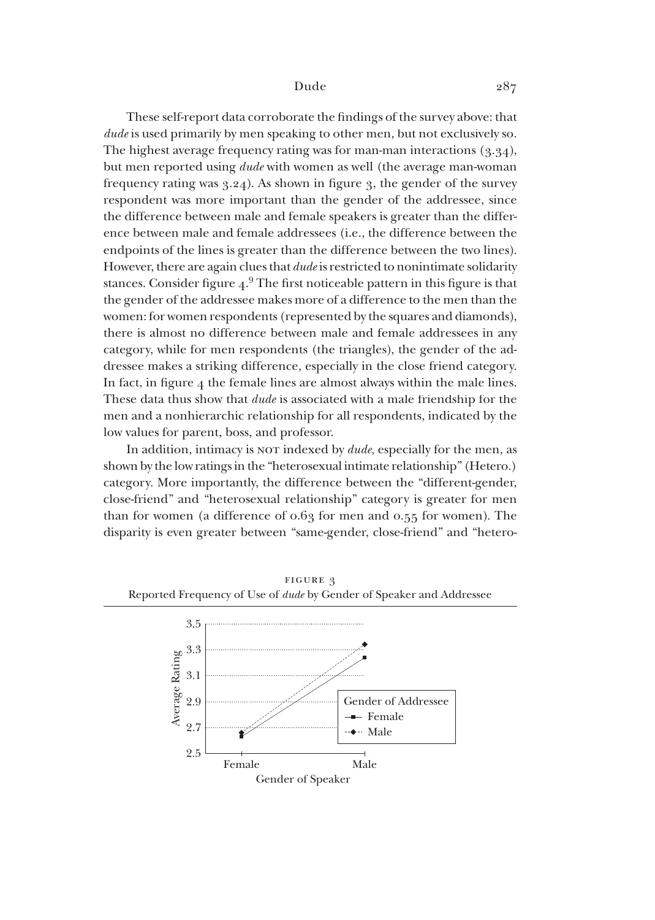These self-report data corroborate the findings of the survey above: that *dude* is used primarily by men speaking to other men, but not exclusively so. The highest average frequency rating was for man-man interactions (3.34), but men reported using *dude* with women as well (the average man-woman frequency rating was 3.24). As shown in figure 3, the gender of the survey respondent was more important than the gender of the addressee, since the difference between male and female speakers is greater than the difference between male and female addressees (i.e., the difference between the endpoints of the lines is greater than the difference between the two lines). However, there are again clues that *dude* is restricted to nonintimate solidarity stances. Consider figure 4.[9] The first noticeable pattern in this figure is that the gender of the addressee makes more of a difference to the men than the women: for women respondents (represented by the squares and diamonds), there is almost no difference between male and female addressees in any category, while for men respondents (the triangles), the gender of the addressee makes a striking difference, especially in the close friend category. In fact, in figure 4 the female lines are almost always within the male lines. These data thus show that *dude* is associated with a male friendship for the men and a nonhierarchic relationship for all respondents, indicated by the low values for parent, boss, and professor.

In addition, intimacy is NOT indexed by *dude,* especially for the men, as shown by the low ratings in the "heterosexual intimate relationship" (Hetero.) category. More importantly, the difference between the "different-gender, close-friend" and "heterosexual relationship" category is greater for men than for women (a difference of 0.63 for men and 0.55 for women). The disparity is even greater between "same-gender, close-friend" and "hetero-

FIGURE 3
Reported Frequency of Use of *dude* by Gender of Speaker and Addressee

| Gender of Speaker | Female Addressee | Male Addressee |
|---|---|---|
| Female | ~2.65 | ~2.67 |
| Male | 3.24 | 3.34 |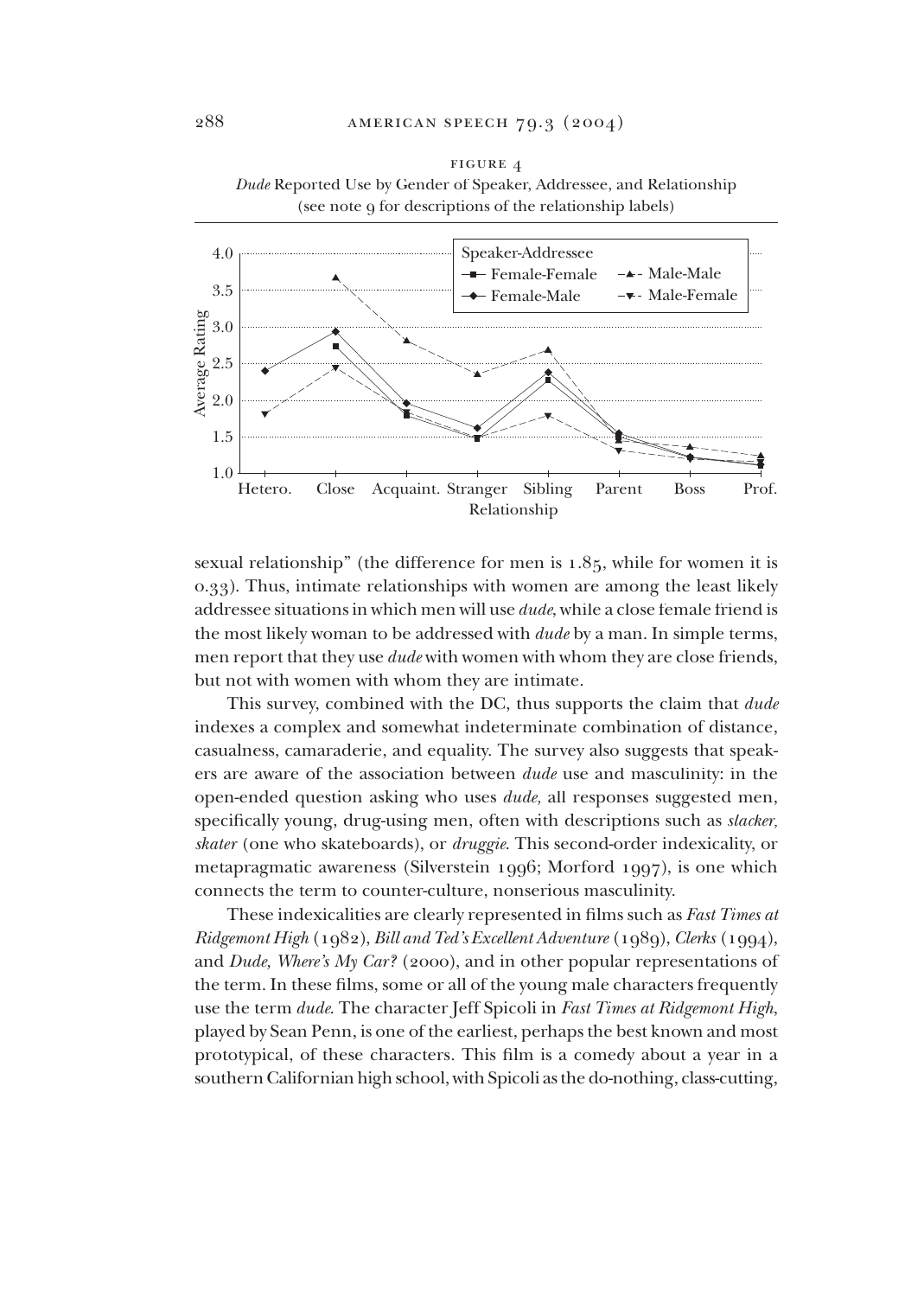FIGURE 4
*Dude* Reported Use by Gender of Speaker, Addressee, and Relationship (see note 9 for descriptions of the relationship labels)

sexual relationship" (the difference for men is 1.85, while for women it is 0.33). Thus, intimate relationships with women are among the least likely addressee situations in which men will use *dude*, while a close female friend is the most likely woman to be addressed with *dude* by a man. In simple terms, men report that they use *dude* with women with whom they are close friends, but not with women with whom they are intimate.

This survey, combined with the DC, thus supports the claim that *dude* indexes a complex and somewhat indeterminate combination of distance, casualness, camaraderie, and equality. The survey also suggests that speakers are aware of the association between *dude* use and masculinity: in the open-ended question asking who uses *dude,* all responses suggested men, specifically young, drug-using men, often with descriptions such as *slacker, skater* (one who skateboards), or *druggie*. This second-order indexicality, or metapragmatic awareness (Silverstein 1996; Morford 1997), is one which connects the term to counter-culture, nonserious masculinity.

These indexicalities are clearly represented in films such as *Fast Times at Ridgemont High* (1982), *Bill and Ted's Excellent Adventure* (1989), *Clerks* (1994), and *Dude, Where's My Car?* (2000), and in other popular representations of the term. In these films, some or all of the young male characters frequently use the term *dude*. The character Jeff Spicoli in *Fast Times at Ridgemont High*, played by Sean Penn, is one of the earliest, perhaps the best known and most prototypical, of these characters. This film is a comedy about a year in a southern Californian high school, with Spicoli as the do-nothing, class-cutting,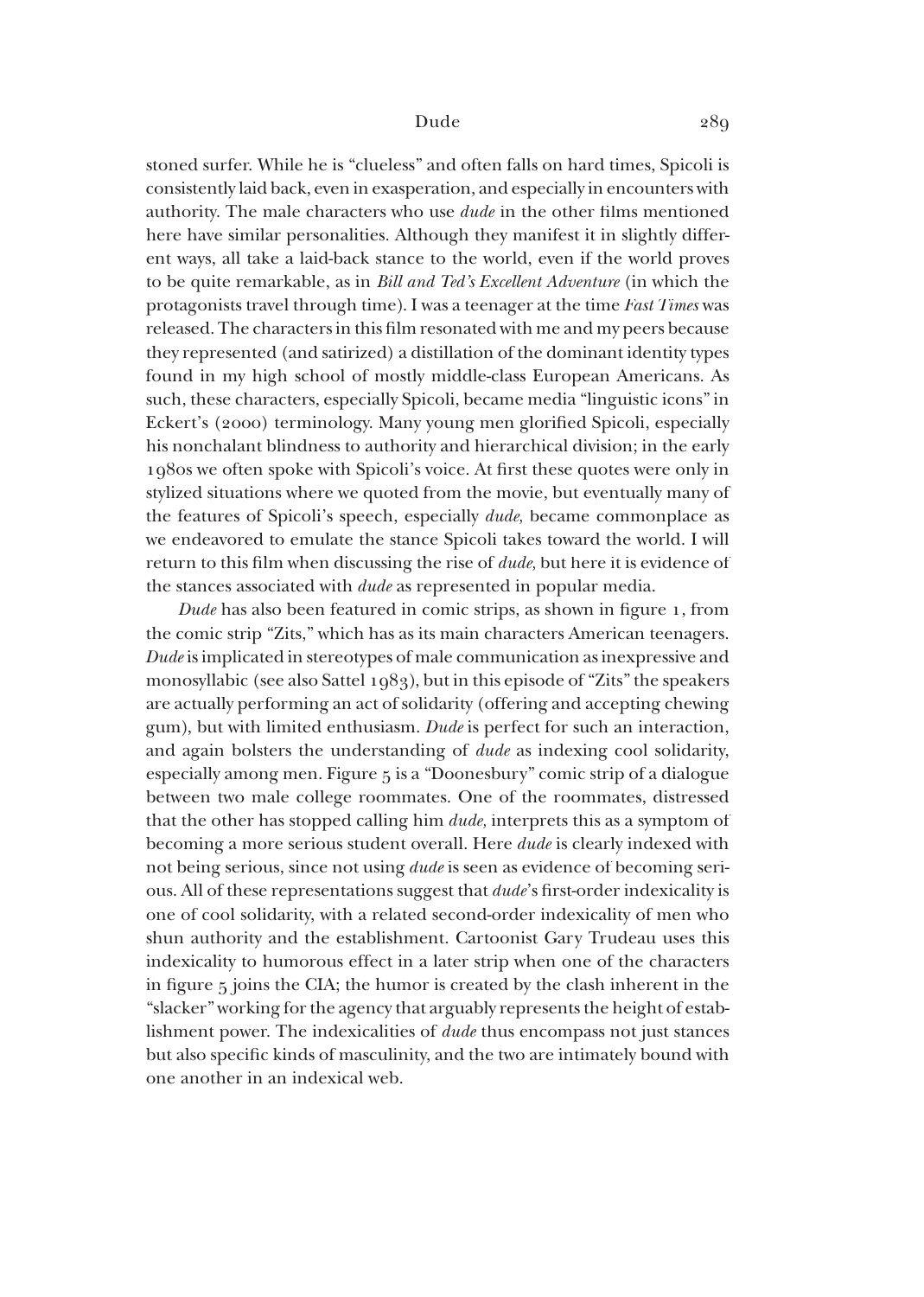stoned surfer. While he is "clueless" and often falls on hard times, Spicoli is consistently laid back, even in exasperation, and especially in encounters with authority. The male characters who use *dude* in the other films mentioned here have similar personalities. Although they manifest it in slightly different ways, all take a laid-back stance to the world, even if the world proves to be quite remarkable, as in *Bill and Ted's Excellent Adventure* (in which the protagonists travel through time). I was a teenager at the time *Fast Times* was released. The characters in this film resonated with me and my peers because they represented (and satirized) a distillation of the dominant identity types found in my high school of mostly middle-class European Americans. As such, these characters, especially Spicoli, became media "linguistic icons" in Eckert's (2000) terminology. Many young men glorified Spicoli, especially his nonchalant blindness to authority and hierarchical division; in the early 1980s we often spoke with Spicoli's voice. At first these quotes were only in stylized situations where we quoted from the movie, but eventually many of the features of Spicoli's speech, especially *dude,* became commonplace as we endeavored to emulate the stance Spicoli takes toward the world. I will return to this film when discussing the rise of *dude,* but here it is evidence of the stances associated with *dude* as represented in popular media.

*Dude* has also been featured in comic strips, as shown in figure 1, from the comic strip "Zits," which has as its main characters American teenagers. *Dude* is implicated in stereotypes of male communication as inexpressive and monosyllabic (see also Sattel 1983), but in this episode of "Zits" the speakers are actually performing an act of solidarity (offering and accepting chewing gum), but with limited enthusiasm. *Dude* is perfect for such an interaction, and again bolsters the understanding of *dude* as indexing cool solidarity, especially among men. Figure 5 is a "Doonesbury" comic strip of a dialogue between two male college roommates. One of the roommates, distressed that the other has stopped calling him *dude,* interprets this as a symptom of becoming a more serious student overall. Here *dude* is clearly indexed with not being serious, since not using *dude* is seen as evidence of becoming serious. All of these representations suggest that *dude*'s first-order indexicality is one of cool solidarity, with a related second-order indexicality of men who shun authority and the establishment. Cartoonist Gary Trudeau uses this indexicality to humorous effect in a later strip when one of the characters in figure 5 joins the CIA; the humor is created by the clash inherent in the "slacker" working for the agency that arguably represents the height of establishment power. The indexicalities of *dude* thus encompass not just stances but also specific kinds of masculinity, and the two are intimately bound with one another in an indexical web.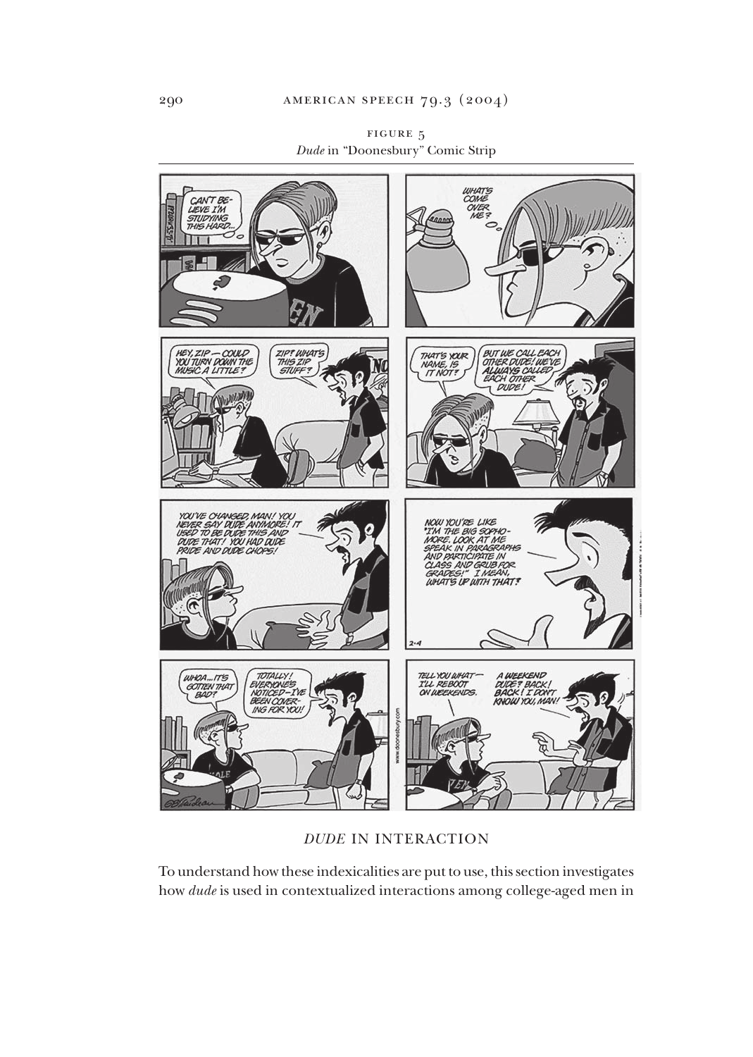FIGURE 5
*Dude* in "Doonesbury" Comic Strip

## *DUDE* IN INTERACTION

To understand how these indexicalities are put to use, this section investigates how *dude* is used in contextualized interactions among college-aged men in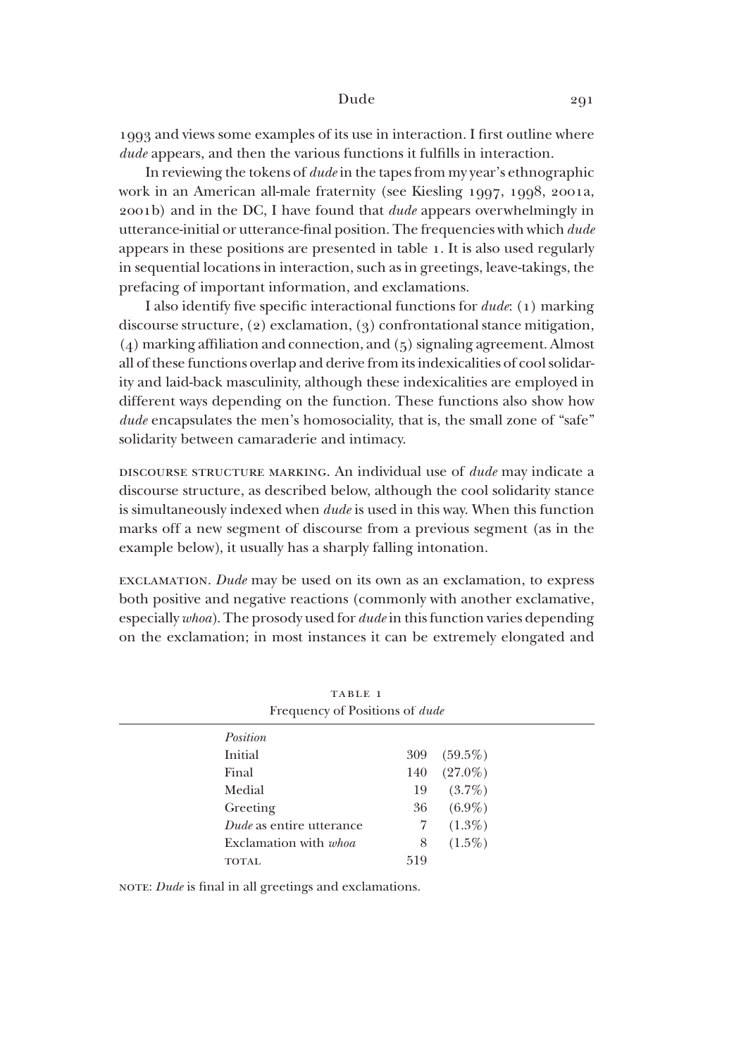1993 and views some examples of its use in interaction. I first outline where *dude* appears, and then the various functions it fulfills in interaction.

In reviewing the tokens of *dude* in the tapes from my year's ethnographic work in an American all-male fraternity (see Kiesling 1997, 1998, 2001a, 2001b) and in the DC, I have found that *dude* appears overwhelmingly in utterance-initial or utterance-final position. The frequencies with which *dude* appears in these positions are presented in table 1. It is also used regularly in sequential locations in interaction, such as in greetings, leave-takings, the prefacing of important information, and exclamations.

I also identify five specific interactional functions for *dude*: (1) marking discourse structure, (2) exclamation, (3) confrontational stance mitigation, (4) marking affiliation and connection, and (5) signaling agreement. Almost all of these functions overlap and derive from its indexicalities of cool solidarity and laid-back masculinity, although these indexicalities are employed in different ways depending on the function. These functions also show how *dude* encapsulates the men's homosociality, that is, the small zone of "safe" solidarity between camaraderie and intimacy.

DISCOURSE STRUCTURE MARKING. An individual use of *dude* may indicate a discourse structure, as described below, although the cool solidarity stance is simultaneously indexed when *dude* is used in this way. When this function marks off a new segment of discourse from a previous segment (as in the example below), it usually has a sharply falling intonation.

EXCLAMATION. *Dude* may be used on its own as an exclamation, to express both positive and negative reactions (commonly with another exclamative, especially *whoa*). The prosody used for *dude* in this function varies depending on the exclamation; in most instances it can be extremely elongated and

TABLE 1
Frequency of Positions of *dude*

| *Position* | | |
|---|---|---|
| Initial | 309 | (59.5%) |
| Final | 140 | (27.0%) |
| Medial | 19 | (3.7%) |
| Greeting | 36 | (6.9%) |
| *Dude* as entire utterance | 7 | (1.3%) |
| Exclamation with *whoa* | 8 | (1.5%) |
| TOTAL | 519 | |

NOTE: *Dude* is final in all greetings and exclamations.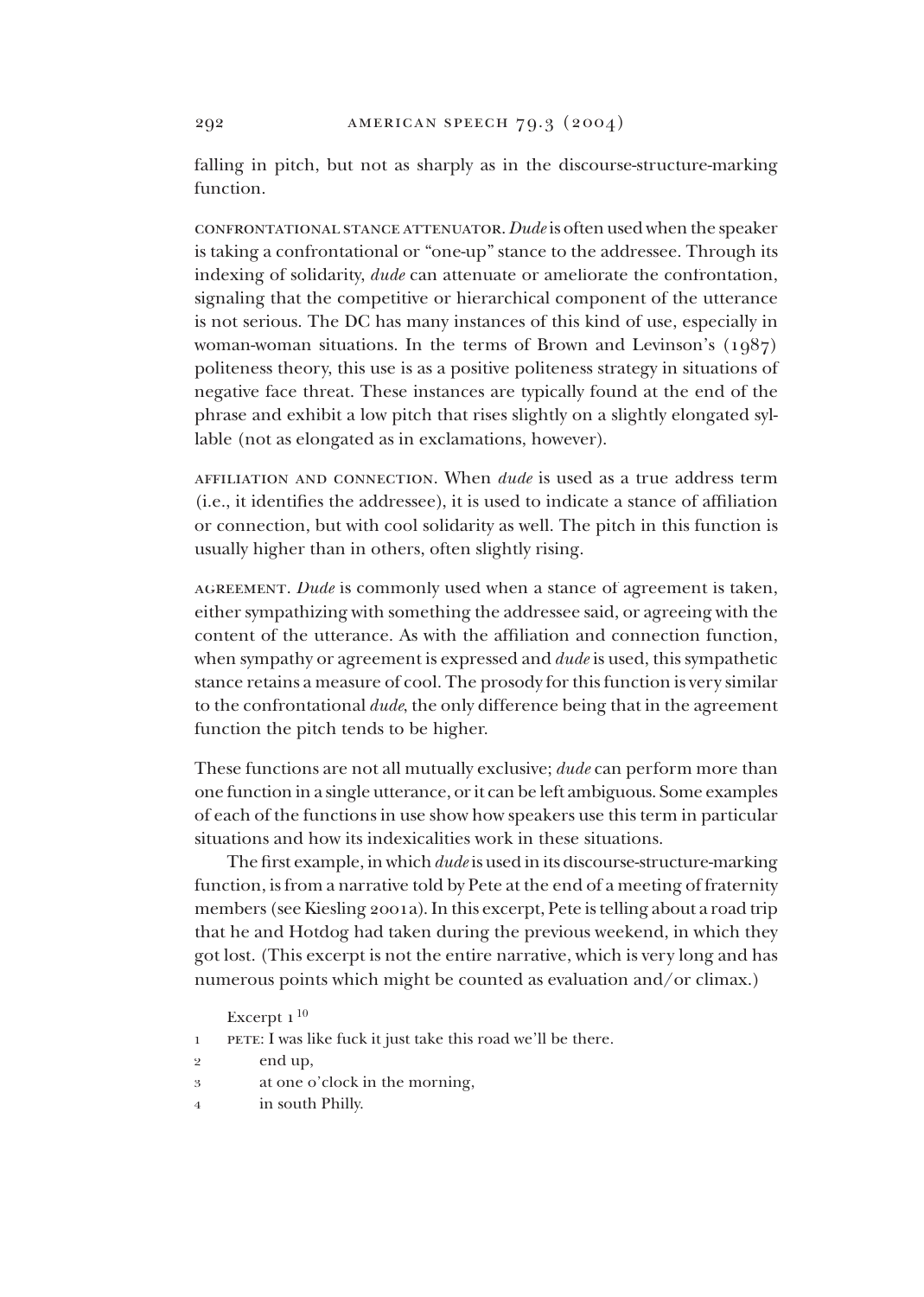falling in pitch, but not as sharply as in the discourse-structure-marking function.

CONFRONTATIONAL STANCE ATTENUATOR. *Dude* is often used when the speaker is taking a confrontational or "one-up" stance to the addressee. Through its indexing of solidarity, *dude* can attenuate or ameliorate the confrontation, signaling that the competitive or hierarchical component of the utterance is not serious. The DC has many instances of this kind of use, especially in woman-woman situations. In the terms of Brown and Levinson's (1987) politeness theory, this use is as a positive politeness strategy in situations of negative face threat. These instances are typically found at the end of the phrase and exhibit a low pitch that rises slightly on a slightly elongated syllable (not as elongated as in exclamations, however).

AFFILIATION AND CONNECTION. When *dude* is used as a true address term (i.e., it identifies the addressee), it is used to indicate a stance of affiliation or connection, but with cool solidarity as well. The pitch in this function is usually higher than in others, often slightly rising.

AGREEMENT. *Dude* is commonly used when a stance of agreement is taken, either sympathizing with something the addressee said, or agreeing with the content of the utterance. As with the affiliation and connection function, when sympathy or agreement is expressed and *dude* is used, this sympathetic stance retains a measure of cool. The prosody for this function is very similar to the confrontational *dude*, the only difference being that in the agreement function the pitch tends to be higher.

These functions are not all mutually exclusive; *dude* can perform more than one function in a single utterance, or it can be left ambiguous. Some examples of each of the functions in use show how speakers use this term in particular situations and how its indexicalities work in these situations.

The first example, in which *dude* is used in its discourse-structure-marking function, is from a narrative told by Pete at the end of a meeting of fraternity members (see Kiesling 2001a). In this excerpt, Pete is telling about a road trip that he and Hotdog had taken during the previous weekend, in which they got lost. (This excerpt is not the entire narrative, which is very long and has numerous points which might be counted as evaluation and/or climax.)

Excerpt 1[10]

1 PETE: I was like fuck it just take this road we'll be there.
2 end up,
3 at one o'clock in the morning,
4 in south Philly.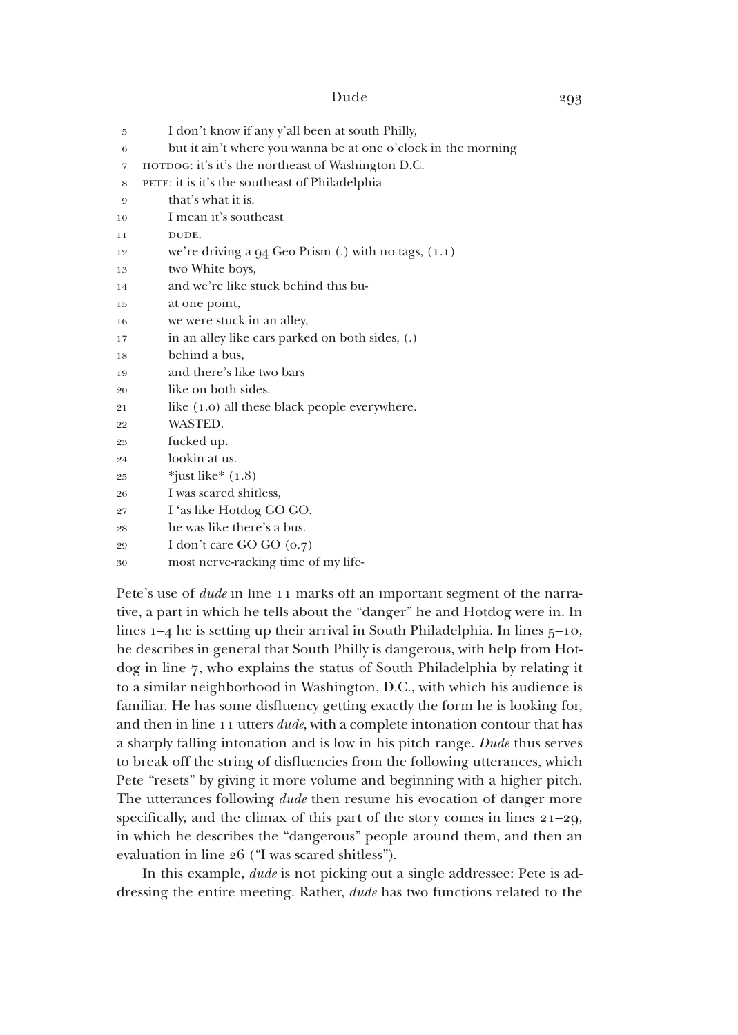5 I don't know if any y'all been at south Philly,
6 but it ain't where you wanna be at one o'clock in the morning
7 HOTDOG: it's it's the northeast of Washington D.C.
8 PETE: it is it's the southeast of Philadelphia
9 that's what it is.
10 I mean it's southeast
11 DUDE.
12 we're driving a 94 Geo Prism (.) with no tags, (1.1)
13 two White boys,
14 and we're like stuck behind this bu-
15 at one point,
16 we were stuck in an alley,
17 in an alley like cars parked on both sides, (.)
18 behind a bus,
19 and there's like two bars
20 like on both sides.
21 like (1.0) all these black people everywhere.
22 WASTED.
23 fucked up.
24 lookin at us.
25 *just like* (1.8)
26 I was scared shitless,
27 I 'as like Hotdog GO GO.
28 he was like there's a bus.
29 I don't care GO GO (0.7)
30 most nerve-racking time of my life-

Pete's use of *dude* in line 11 marks off an important segment of the narrative, a part in which he tells about the "danger" he and Hotdog were in. In lines 1–4 he is setting up their arrival in South Philadelphia. In lines 5–10, he describes in general that South Philly is dangerous, with help from Hotdog in line 7, who explains the status of South Philadelphia by relating it to a similar neighborhood in Washington, D.C., with which his audience is familiar. He has some disfluency getting exactly the form he is looking for, and then in line 11 utters *dude*, with a complete intonation contour that has a sharply falling intonation and is low in his pitch range. *Dude* thus serves to break off the string of disfluencies from the following utterances, which Pete "resets" by giving it more volume and beginning with a higher pitch. The utterances following *dude* then resume his evocation of danger more specifically, and the climax of this part of the story comes in lines 21–29, in which he describes the "dangerous" people around them, and then an evaluation in line 26 ("I was scared shitless").

In this example, *dude* is not picking out a single addressee: Pete is addressing the entire meeting. Rather, *dude* has two functions related to the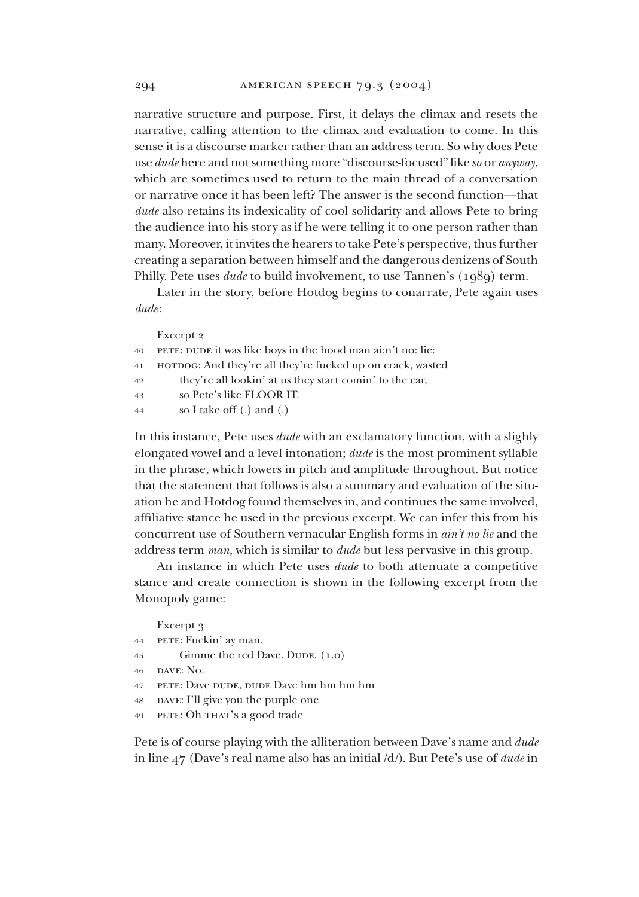narrative structure and purpose. First, it delays the climax and resets the narrative, calling attention to the climax and evaluation to come. In this sense it is a discourse marker rather than an address term. So why does Pete use *dude* here and not something more "discourse-focused" like *so* or *anyway*, which are sometimes used to return to the main thread of a conversation or narrative once it has been left? The answer is the second function—that *dude* also retains its indexicality of cool solidarity and allows Pete to bring the audience into his story as if he were telling it to one person rather than many. Moreover, it invites the hearers to take Pete's perspective, thus further creating a separation between himself and the dangerous denizens of South Philly. Pete uses *dude* to build involvement, to use Tannen's (1989) term.

Later in the story, before Hotdog begins to conarrate, Pete again uses *dude*:

Excerpt 2

```
40   PETE: DUDE it was like boys in the hood man ai:n't no: lie:
41   HOTDOG: And they're all they're fucked up on crack, wasted
42        they're all lookin' at us they start comin' to the car,
43        so Pete's like FLOOR IT.
44        so I take off (.) and (.)
```

In this instance, Pete uses *dude* with an exclamatory function, with a slighly elongated vowel and a level intonation; *dude* is the most prominent syllable in the phrase, which lowers in pitch and amplitude throughout. But notice that the statement that follows is also a summary and evaluation of the situation he and Hotdog found themselves in, and continues the same involved, affiliative stance he used in the previous excerpt. We can infer this from his concurrent use of Southern vernacular English forms in *ain't no lie* and the address term *man*, which is similar to *dude* but less pervasive in this group.

An instance in which Pete uses *dude* to both attenuate a competitive stance and create connection is shown in the following excerpt from the Monopoly game:

Excerpt 3

```
44   PETE: Fuckin' ay man.
45        Gimme the red Dave. DUDE. (1.0)
46   DAVE: No.
47   PETE: Dave DUDE, DUDE Dave hm hm hm hm
48   DAVE: I'll give you the purple one
49   PETE: Oh THAT's a good trade
```

Pete is of course playing with the alliteration between Dave's name and *dude* in line 47 (Dave's real name also has an initial /d/). But Pete's use of *dude* in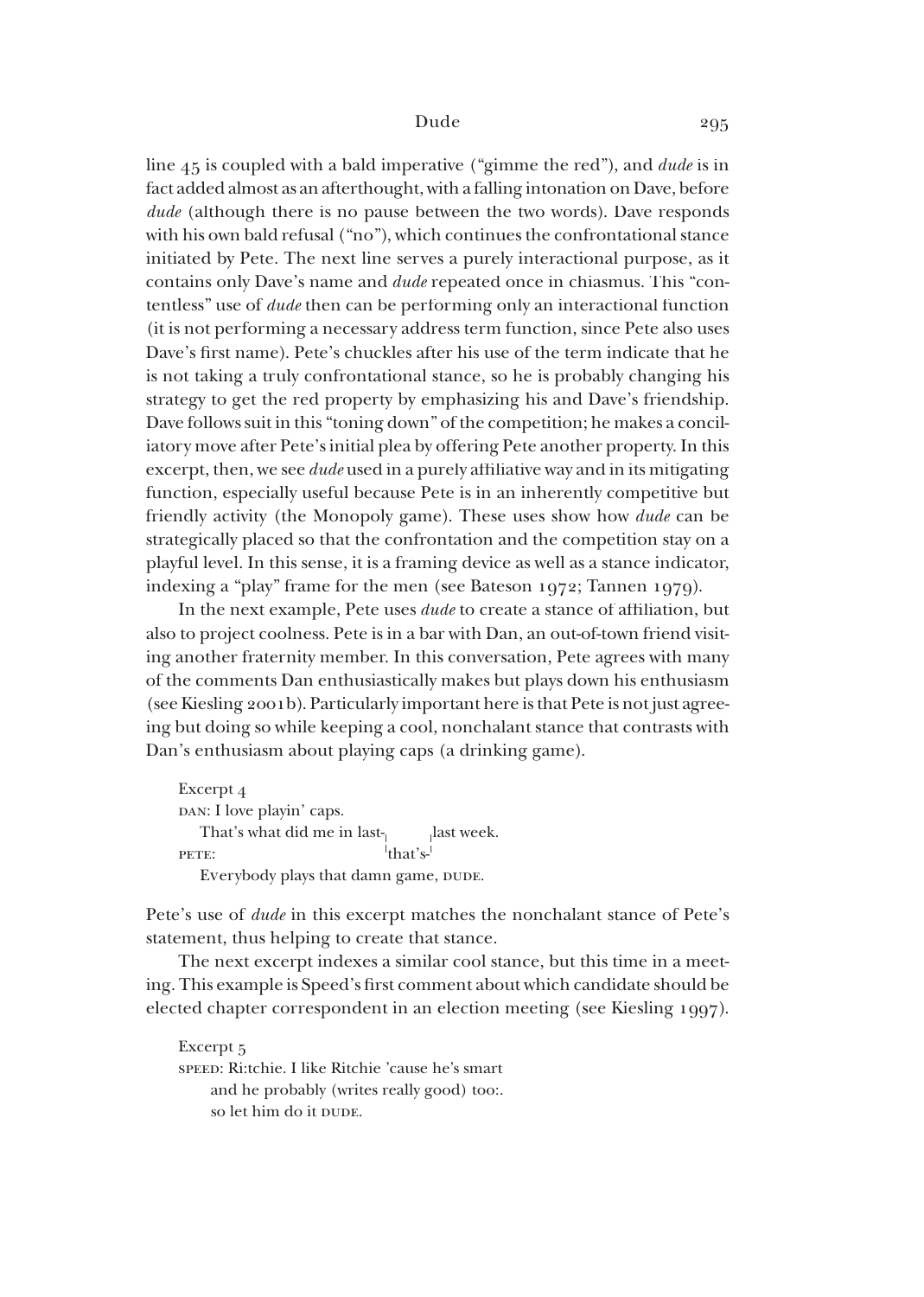line 45 is coupled with a bald imperative ("gimme the red"), and *dude* is in fact added almost as an afterthought, with a falling intonation on Dave, before *dude* (although there is no pause between the two words). Dave responds with his own bald refusal ("no"), which continues the confrontational stance initiated by Pete. The next line serves a purely interactional purpose, as it contains only Dave's name and *dude* repeated once in chiasmus. This "contentless" use of *dude* then can be performing only an interactional function (it is not performing a necessary address term function, since Pete also uses Dave's first name). Pete's chuckles after his use of the term indicate that he is not taking a truly confrontational stance, so he is probably changing his strategy to get the red property by emphasizing his and Dave's friendship. Dave follows suit in this "toning down" of the competition; he makes a conciliatory move after Pete's initial plea by offering Pete another property. In this excerpt, then, we see *dude* used in a purely affiliative way and in its mitigating function, especially useful because Pete is in an inherently competitive but friendly activity (the Monopoly game). These uses show how *dude* can be strategically placed so that the confrontation and the competition stay on a playful level. In this sense, it is a framing device as well as a stance indicator, indexing a "play" frame for the men (see Bateson 1972; Tannen 1979).

In the next example, Pete uses *dude* to create a stance of affiliation, but also to project coolness. Pete is in a bar with Dan, an out-of-town friend visiting another fraternity member. In this conversation, Pete agrees with many of the comments Dan enthusiastically makes but plays down his enthusiasm (see Kiesling 2001b). Particularly important here is that Pete is not just agreeing but doing so while keeping a cool, nonchalant stance that contrasts with Dan's enthusiasm about playing caps (a drinking game).

Excerpt 4

DAN: I love playin' caps.  
 That's what did me in last-⌈ ⌉last week.  
PETE: ⌊that's-⌋  
 Everybody plays that damn game, DUDE.

Pete's use of *dude* in this excerpt matches the nonchalant stance of Pete's statement, thus helping to create that stance.

The next excerpt indexes a similar cool stance, but this time in a meeting. This example is Speed's first comment about which candidate should be elected chapter correspondent in an election meeting (see Kiesling 1997).

Excerpt 5

SPEED: Ri:tchie. I like Ritchie 'cause he's smart  
 and he probably (writes really good) too:.  
 so let him do it DUDE.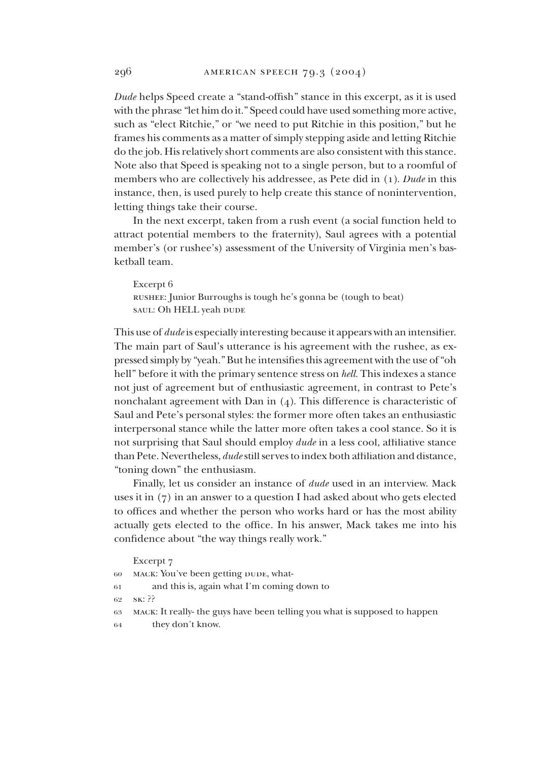*Dude* helps Speed create a "stand-offish" stance in this excerpt, as it is used with the phrase "let him do it." Speed could have used something more active, such as "elect Ritchie," or "we need to put Ritchie in this position," but he frames his comments as a matter of simply stepping aside and letting Ritchie do the job. His relatively short comments are also consistent with this stance. Note also that Speed is speaking not to a single person, but to a roomful of members who are collectively his addressee, as Pete did in (1). *Dude* in this instance, then, is used purely to help create this stance of nonintervention, letting things take their course.

In the next excerpt, taken from a rush event (a social function held to attract potential members to the fraternity), Saul agrees with a potential member's (or rushee's) assessment of the University of Virginia men's basketball team.

Excerpt 6
RUSHEE: Junior Burroughs is tough he's gonna be (tough to beat)
SAUL: Oh HELL yeah DUDE

This use of *dude* is especially interesting because it appears with an intensifier. The main part of Saul's utterance is his agreement with the rushee, as expressed simply by "yeah." But he intensifies this agreement with the use of "oh hell" before it with the primary sentence stress on *hell*. This indexes a stance not just of agreement but of enthusiastic agreement, in contrast to Pete's nonchalant agreement with Dan in (4). This difference is characteristic of Saul and Pete's personal styles: the former more often takes an enthusiastic interpersonal stance while the latter more often takes a cool stance. So it is not surprising that Saul should employ *dude* in a less cool, affiliative stance than Pete. Nevertheless, *dude* still serves to index both affiliation and distance, "toning down" the enthusiasm.

Finally, let us consider an instance of *dude* used in an interview. Mack uses it in (7) in an answer to a question I had asked about who gets elected to offices and whether the person who works hard or has the most ability actually gets elected to the office. In his answer, Mack takes me into his confidence about "the way things really work."

Excerpt 7
60 MACK: You've been getting DUDE, what-
61 and this is, again what I'm coming down to
62 SK: ??
63 MACK: It really- the guys have been telling you what is supposed to happen
64 they don't know.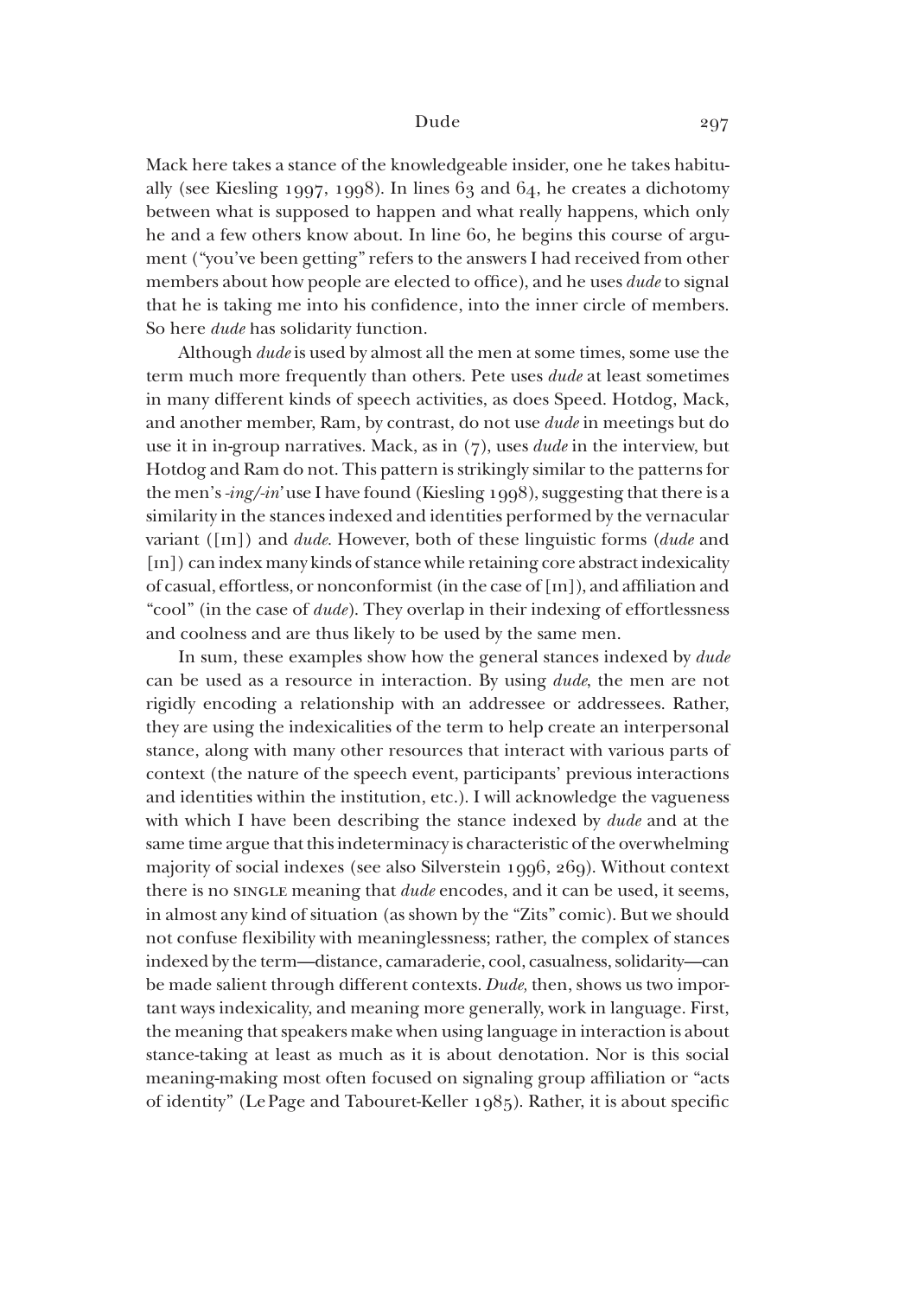Mack here takes a stance of the knowledgeable insider, one he takes habitually (see Kiesling 1997, 1998). In lines 63 and 64, he creates a dichotomy between what is supposed to happen and what really happens, which only he and a few others know about. In line 60, he begins this course of argument ("you've been getting" refers to the answers I had received from other members about how people are elected to office), and he uses *dude* to signal that he is taking me into his confidence, into the inner circle of members. So here *dude* has solidarity function.

Although *dude* is used by almost all the men at some times, some use the term much more frequently than others. Pete uses *dude* at least sometimes in many different kinds of speech activities, as does Speed. Hotdog, Mack, and another member, Ram, by contrast, do not use *dude* in meetings but do use it in in-group narratives. Mack, as in (7), uses *dude* in the interview, but Hotdog and Ram do not. This pattern is strikingly similar to the patterns for the men's *-ing/-in'* use I have found (Kiesling 1998), suggesting that there is a similarity in the stances indexed and identities performed by the vernacular variant ([ɪn]) and *dude*. However, both of these linguistic forms (*dude* and [ɪn]) can index many kinds of stance while retaining core abstract indexicality of casual, effortless, or nonconformist (in the case of [ɪn]), and affiliation and "cool" (in the case of *dude*). They overlap in their indexing of effortlessness and coolness and are thus likely to be used by the same men.

In sum, these examples show how the general stances indexed by *dude* can be used as a resource in interaction. By using *dude*, the men are not rigidly encoding a relationship with an addressee or addressees. Rather, they are using the indexicalities of the term to help create an interpersonal stance, along with many other resources that interact with various parts of context (the nature of the speech event, participants' previous interactions and identities within the institution, etc.). I will acknowledge the vagueness with which I have been describing the stance indexed by *dude* and at the same time argue that this indeterminacy is characteristic of the overwhelming majority of social indexes (see also Silverstein 1996, 269). Without context there is no SINGLE meaning that *dude* encodes, and it can be used, it seems, in almost any kind of situation (as shown by the "Zits" comic). But we should not confuse flexibility with meaninglessness; rather, the complex of stances indexed by the term—distance, camaraderie, cool, casualness, solidarity—can be made salient through different contexts. *Dude,* then, shows us two important ways indexicality, and meaning more generally, work in language. First, the meaning that speakers make when using language in interaction is about stance-taking at least as much as it is about denotation. Nor is this social meaning-making most often focused on signaling group affiliation or "acts of identity" (Le Page and Tabouret-Keller 1985). Rather, it is about specific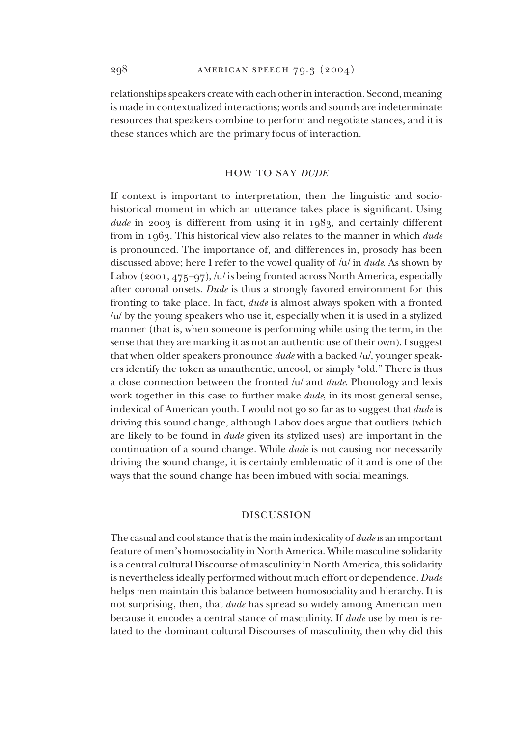relationships speakers create with each other in interaction. Second, meaning is made in contextualized interactions; words and sounds are indeterminate resources that speakers combine to perform and negotiate stances, and it is these stances which are the primary focus of interaction.

## HOW TO SAY *DUDE*

If context is important to interpretation, then the linguistic and sociohistorical moment in which an utterance takes place is significant. Using *dude* in 2003 is different from using it in 1983, and certainly different from in 1963. This historical view also relates to the manner in which *dude* is pronounced. The importance of, and differences in, prosody has been discussed above; here I refer to the vowel quality of /u/ in *dude*. As shown by Labov (2001, 475–97), /u/ is being fronted across North America, especially after coronal onsets. *Dude* is thus a strongly favored environment for this fronting to take place. In fact, *dude* is almost always spoken with a fronted /u/ by the young speakers who use it, especially when it is used in a stylized manner (that is, when someone is performing while using the term, in the sense that they are marking it as not an authentic use of their own). I suggest that when older speakers pronounce *dude* with a backed /u/, younger speakers identify the token as unauthentic, uncool, or simply "old." There is thus a close connection between the fronted /u/ and *dude*. Phonology and lexis work together in this case to further make *dude*, in its most general sense, indexical of American youth. I would not go so far as to suggest that *dude* is driving this sound change, although Labov does argue that outliers (which are likely to be found in *dude* given its stylized uses) are important in the continuation of a sound change. While *dude* is not causing nor necessarily driving the sound change, it is certainly emblematic of it and is one of the ways that the sound change has been imbued with social meanings.

## DISCUSSION

The casual and cool stance that is the main indexicality of *dude* is an important feature of men's homosociality in North America. While masculine solidarity is a central cultural Discourse of masculinity in North America, this solidarity is nevertheless ideally performed without much effort or dependence. *Dude* helps men maintain this balance between homosociality and hierarchy. It is not surprising, then, that *dude* has spread so widely among American men because it encodes a central stance of masculinity. If *dude* use by men is related to the dominant cultural Discourses of masculinity, then why did this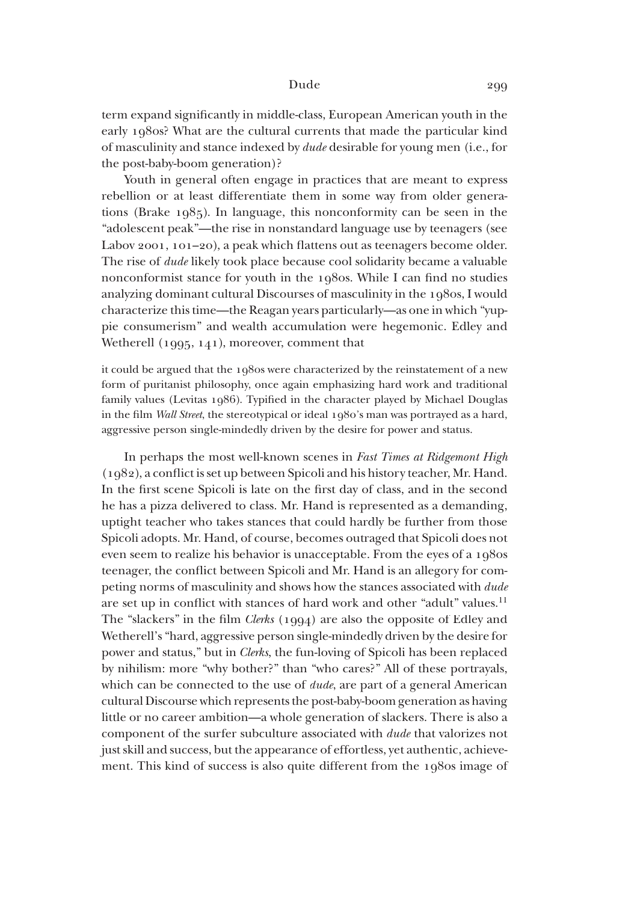term expand significantly in middle-class, European American youth in the early 1980s? What are the cultural currents that made the particular kind of masculinity and stance indexed by *dude* desirable for young men (i.e., for the post-baby-boom generation)?

Youth in general often engage in practices that are meant to express rebellion or at least differentiate them in some way from older generations (Brake 1985). In language, this nonconformity can be seen in the "adolescent peak"—the rise in nonstandard language use by teenagers (see Labov 2001, 101–20), a peak which flattens out as teenagers become older. The rise of *dude* likely took place because cool solidarity became a valuable nonconformist stance for youth in the 1980s. While I can find no studies analyzing dominant cultural Discourses of masculinity in the 1980s, I would characterize this time—the Reagan years particularly—as one in which "yuppie consumerism" and wealth accumulation were hegemonic. Edley and Wetherell (1995, 141), moreover, comment that

> it could be argued that the 1980s were characterized by the reinstatement of a new form of puritanist philosophy, once again emphasizing hard work and traditional family values (Levitas 1986). Typified in the character played by Michael Douglas in the film *Wall Street*, the stereotypical or ideal 1980's man was portrayed as a hard, aggressive person single-mindedly driven by the desire for power and status.

In perhaps the most well-known scenes in *Fast Times at Ridgemont High* (1982), a conflict is set up between Spicoli and his history teacher, Mr. Hand. In the first scene Spicoli is late on the first day of class, and in the second he has a pizza delivered to class. Mr. Hand is represented as a demanding, uptight teacher who takes stances that could hardly be further from those Spicoli adopts. Mr. Hand, of course, becomes outraged that Spicoli does not even seem to realize his behavior is unacceptable. From the eyes of a 1980s teenager, the conflict between Spicoli and Mr. Hand is an allegory for competing norms of masculinity and shows how the stances associated with *dude* are set up in conflict with stances of hard work and other "adult" values.[11] The "slackers" in the film *Clerks* (1994) are also the opposite of Edley and Wetherell's "hard, aggressive person single-mindedly driven by the desire for power and status," but in *Clerks*, the fun-loving of Spicoli has been replaced by nihilism: more "why bother?" than "who cares?" All of these portrayals, which can be connected to the use of *dude*, are part of a general American cultural Discourse which represents the post-baby-boom generation as having little or no career ambition—a whole generation of slackers. There is also a component of the surfer subculture associated with *dude* that valorizes not just skill and success, but the appearance of effortless, yet authentic, achievement. This kind of success is also quite different from the 1980s image of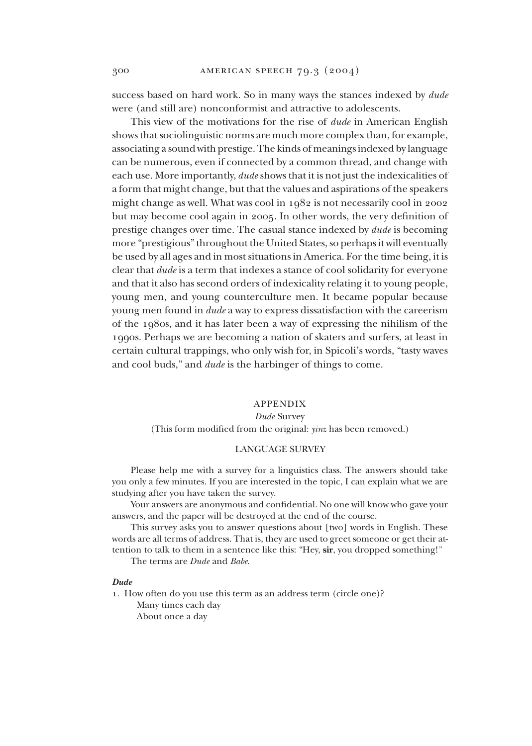success based on hard work. So in many ways the stances indexed by *dude* were (and still are) nonconformist and attractive to adolescents.

This view of the motivations for the rise of *dude* in American English shows that sociolinguistic norms are much more complex than, for example, associating a sound with prestige. The kinds of meanings indexed by language can be numerous, even if connected by a common thread, and change with each use. More importantly, *dude* shows that it is not just the indexicalities of a form that might change, but that the values and aspirations of the speakers might change as well. What was cool in 1982 is not necessarily cool in 2002 but may become cool again in 2005. In other words, the very definition of prestige changes over time. The casual stance indexed by *dude* is becoming more "prestigious" throughout the United States, so perhaps it will eventually be used by all ages and in most situations in America. For the time being, it is clear that *dude* is a term that indexes a stance of cool solidarity for everyone and that it also has second orders of indexicality relating it to young people, young men, and young counterculture men. It became popular because young men found in *dude* a way to express dissatisfaction with the careerism of the 1980s, and it has later been a way of expressing the nihilism of the 1990s. Perhaps we are becoming a nation of skaters and surfers, at least in certain cultural trappings, who only wish for, in Spicoli's words, "tasty waves and cool buds," and *dude* is the harbinger of things to come.

## APPENDIX

*Dude* Survey

(This form modified from the original: *yinz* has been removed.)

### LANGUAGE SURVEY

Please help me with a survey for a linguistics class. The answers should take you only a few minutes. If you are interested in the topic, I can explain what we are studying after you have taken the survey.

Your answers are anonymous and confidential. No one will know who gave your answers, and the paper will be destroyed at the end of the course.

This survey asks you to answer questions about [two] words in English. These words are all terms of address. That is, they are used to greet someone or get their attention to talk to them in a sentence like this: "Hey, **sir**, you dropped something!"

The terms are *Dude* and *Babe*.

***Dude***

1. How often do you use this term as an address term (circle one)?
   - Many times each day
   - About once a day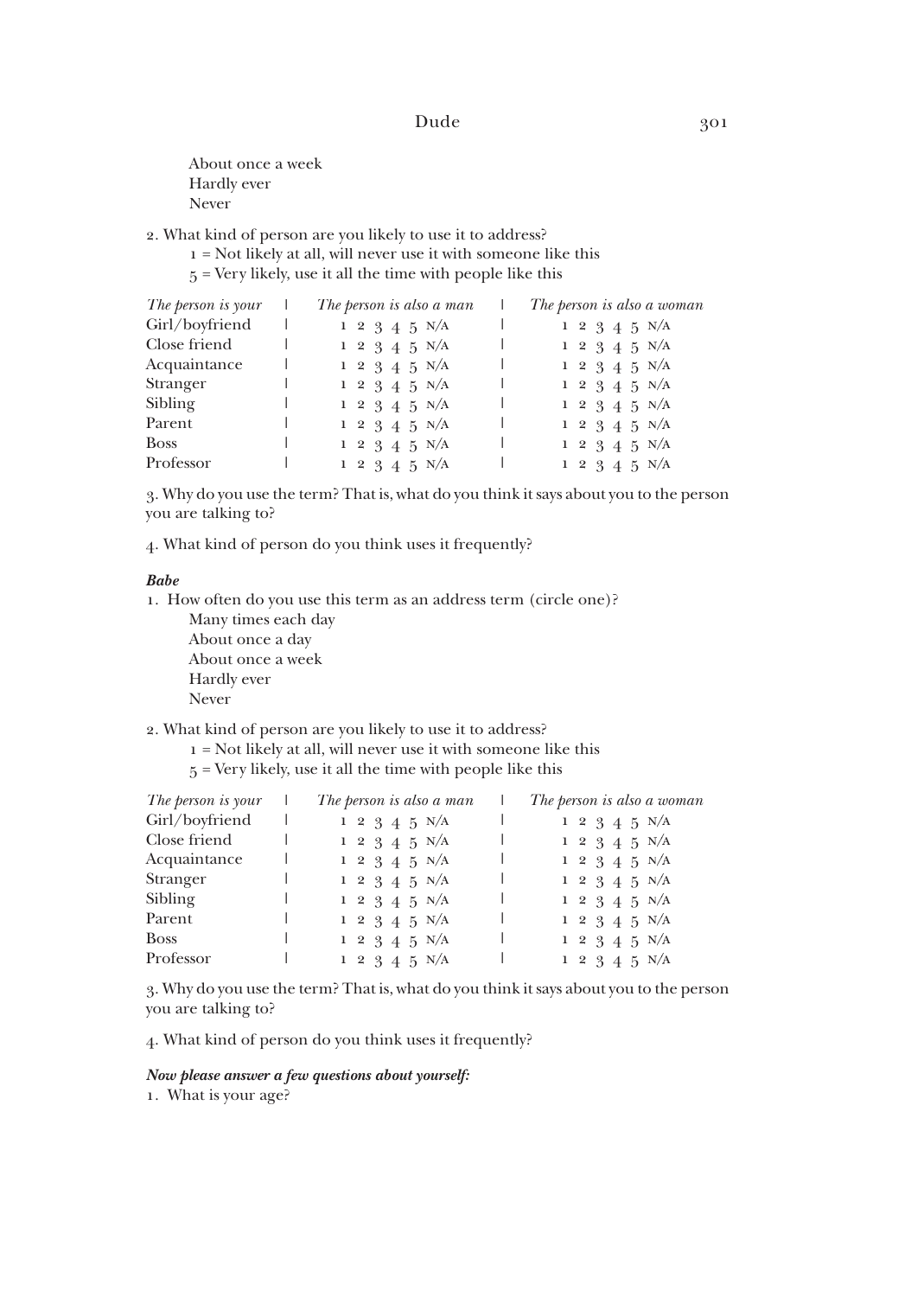About once a week
Hardly ever
Never

2. What kind of person are you likely to use it to address?
1 = Not likely at all, will never use it with someone like this
5 = Very likely, use it all the time with people like this

| *The person is your* | *The person is also a man* | *The person is also a woman* |
|---|---|---|
| Girl/boyfriend | 1 2 3 4 5 N/A | 1 2 3 4 5 N/A |
| Close friend | 1 2 3 4 5 N/A | 1 2 3 4 5 N/A |
| Acquaintance | 1 2 3 4 5 N/A | 1 2 3 4 5 N/A |
| Stranger | 1 2 3 4 5 N/A | 1 2 3 4 5 N/A |
| Sibling | 1 2 3 4 5 N/A | 1 2 3 4 5 N/A |
| Parent | 1 2 3 4 5 N/A | 1 2 3 4 5 N/A |
| Boss | 1 2 3 4 5 N/A | 1 2 3 4 5 N/A |
| Professor | 1 2 3 4 5 N/A | 1 2 3 4 5 N/A |

3. Why do you use the term? That is, what do you think it says about you to the person you are talking to?

4. What kind of person do you think uses it frequently?

***Babe***

1. How often do you use this term as an address term (circle one)?
   Many times each day
   About once a day
   About once a week
   Hardly ever
   Never

2. What kind of person are you likely to use it to address?
1 = Not likely at all, will never use it with someone like this
5 = Very likely, use it all the time with people like this

| *The person is your* | *The person is also a man* | *The person is also a woman* |
|---|---|---|
| Girl/boyfriend | 1 2 3 4 5 N/A | 1 2 3 4 5 N/A |
| Close friend | 1 2 3 4 5 N/A | 1 2 3 4 5 N/A |
| Acquaintance | 1 2 3 4 5 N/A | 1 2 3 4 5 N/A |
| Stranger | 1 2 3 4 5 N/A | 1 2 3 4 5 N/A |
| Sibling | 1 2 3 4 5 N/A | 1 2 3 4 5 N/A |
| Parent | 1 2 3 4 5 N/A | 1 2 3 4 5 N/A |
| Boss | 1 2 3 4 5 N/A | 1 2 3 4 5 N/A |
| Professor | 1 2 3 4 5 N/A | 1 2 3 4 5 N/A |

3. Why do you use the term? That is, what do you think it says about you to the person you are talking to?

4. What kind of person do you think uses it frequently?

***Now please answer a few questions about yourself:***

1. What is your age?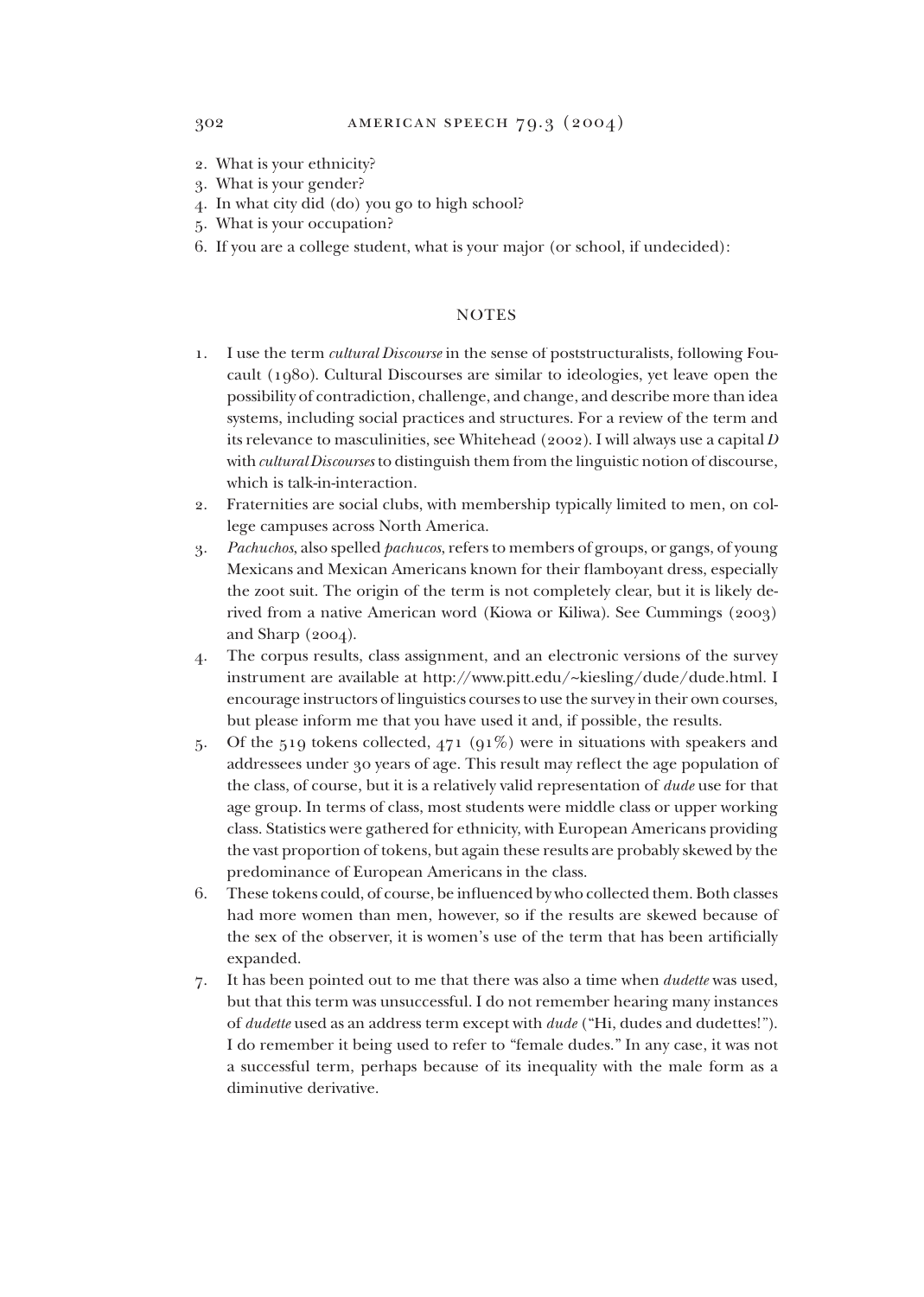2. What is your ethnicity?
3. What is your gender?
4. In what city did (do) you go to high school?
5. What is your occupation?
6. If you are a college student, what is your major (or school, if undecided):

## NOTES

1. I use the term *cultural Discourse* in the sense of poststructuralists, following Foucault (1980). Cultural Discourses are similar to ideologies, yet leave open the possibility of contradiction, challenge, and change, and describe more than idea systems, including social practices and structures. For a review of the term and its relevance to masculinities, see Whitehead (2002). I will always use a capital *D* with *cultural Discourses* to distinguish them from the linguistic notion of discourse, which is talk-in-interaction.
2. Fraternities are social clubs, with membership typically limited to men, on college campuses across North America.
3. *Pachuchos*, also spelled *pachucos*, refers to members of groups, or gangs, of young Mexicans and Mexican Americans known for their flamboyant dress, especially the zoot suit. The origin of the term is not completely clear, but it is likely derived from a native American word (Kiowa or Kiliwa). See Cummings (2003) and Sharp (2004).
4. The corpus results, class assignment, and an electronic versions of the survey instrument are available at http://www.pitt.edu/~kiesling/dude/dude.html. I encourage instructors of linguistics courses to use the survey in their own courses, but please inform me that you have used it and, if possible, the results.
5. Of the 519 tokens collected, 471 (91%) were in situations with speakers and addressees under 30 years of age. This result may reflect the age population of the class, of course, but it is a relatively valid representation of *dude* use for that age group. In terms of class, most students were middle class or upper working class. Statistics were gathered for ethnicity, with European Americans providing the vast proportion of tokens, but again these results are probably skewed by the predominance of European Americans in the class.
6. These tokens could, of course, be influenced by who collected them. Both classes had more women than men, however, so if the results are skewed because of the sex of the observer, it is women's use of the term that has been artificially expanded.
7. It has been pointed out to me that there was also a time when *dudette* was used, but that this term was unsuccessful. I do not remember hearing many instances of *dudette* used as an address term except with *dude* ("Hi, dudes and dudettes!"). I do remember it being used to refer to "female dudes." In any case, it was not a successful term, perhaps because of its inequality with the male form as a diminutive derivative.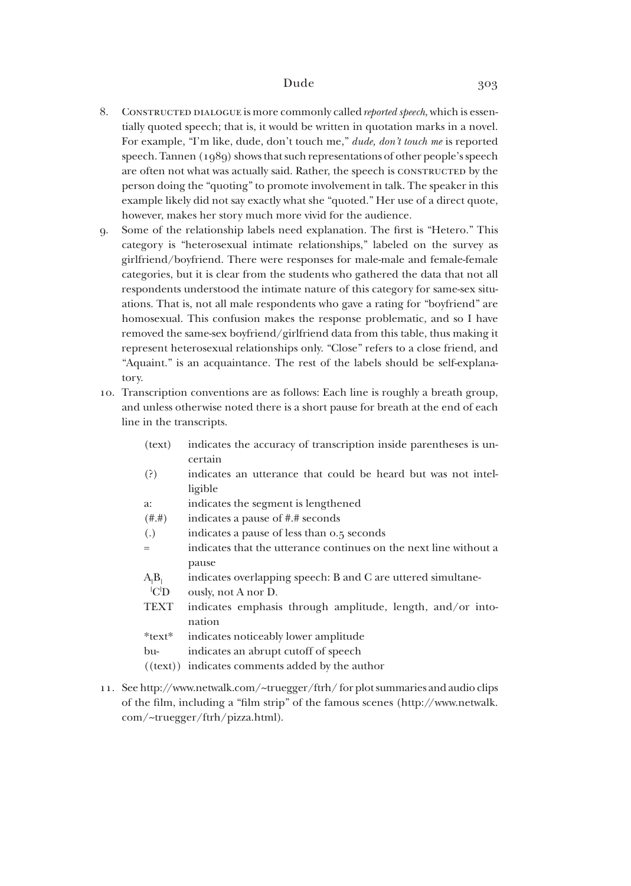8. CONSTRUCTED DIALOGUE is more commonly called *reported speech*, which is essentially quoted speech; that is, it would be written in quotation marks in a novel. For example, "I'm like, dude, don't touch me," *dude, don't touch me* is reported speech. Tannen (1989) shows that such representations of other people's speech are often not what was actually said. Rather, the speech is CONSTRUCTED by the person doing the "quoting" to promote involvement in talk. The speaker in this example likely did not say exactly what she "quoted." Her use of a direct quote, however, makes her story much more vivid for the audience.
9. Some of the relationship labels need explanation. The first is "Hetero." This category is "heterosexual intimate relationships," labeled on the survey as girlfriend/boyfriend. There were responses for male-male and female-female categories, but it is clear from the students who gathered the data that not all respondents understood the intimate nature of this category for same-sex situations. That is, not all male respondents who gave a rating for "boyfriend" are homosexual. This confusion makes the response problematic, and so I have removed the same-sex boyfriend/girlfriend data from this table, thus making it represent heterosexual relationships only. "Close" refers to a close friend, and "Aquaint." is an acquaintance. The rest of the labels should be self-explanatory.
10. Transcription conventions are as follows: Each line is roughly a breath group, and unless otherwise noted there is a short pause for breath at the end of each line in the transcripts.

| | |
|---|---|
| (text) | indicates the accuracy of transcription inside parentheses is uncertain |
| (?) | indicates an utterance that could be heard but was not intelligible |
| a: | indicates the segment is lengthened |
| (#.#) | indicates a pause of #.# seconds |
| (.) | indicates a pause of less than 0.5 seconds |
| = | indicates that the utterance continues on the next line without a pause |
| A⌊B⌋<br>⌈C⌉D | indicates overlapping speech: B and C are uttered simultaneously, not A nor D. |
| TEXT | indicates emphasis through amplitude, length, and/or intonation |
| *text* | indicates noticeably lower amplitude |
| bu- | indicates an abrupt cutoff of speech |
| ((text)) | indicates comments added by the author |

11. See http://www.netwalk.com/~truegger/ftrh/ for plot summaries and audio clips of the film, including a "film strip" of the famous scenes (http://www.netwalk.com/~truegger/ftrh/pizza.html).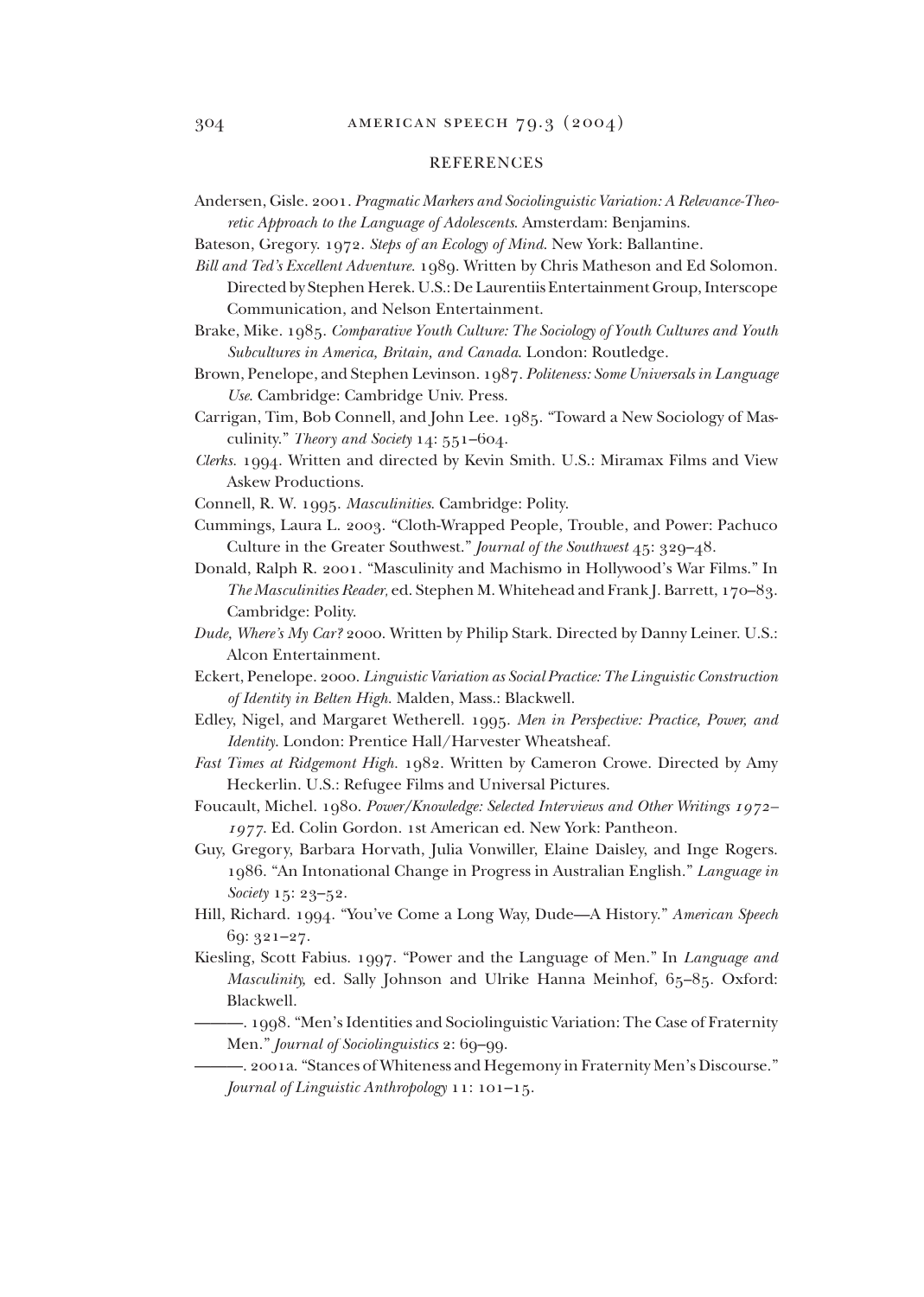## REFERENCES

Andersen, Gisle. 2001. *Pragmatic Markers and Sociolinguistic Variation: A Relevance-Theoretic Approach to the Language of Adolescents*. Amsterdam: Benjamins.

Bateson, Gregory. 1972. *Steps of an Ecology of Mind*. New York: Ballantine.

*Bill and Ted's Excellent Adventure*. 1989. Written by Chris Matheson and Ed Solomon. Directed by Stephen Herek. U.S.: De Laurentiis Entertainment Group, Interscope Communication, and Nelson Entertainment.

Brake, Mike. 1985. *Comparative Youth Culture: The Sociology of Youth Cultures and Youth Subcultures in America, Britain, and Canada*. London: Routledge.

Brown, Penelope, and Stephen Levinson. 1987. *Politeness: Some Universals in Language Use*. Cambridge: Cambridge Univ. Press.

Carrigan, Tim, Bob Connell, and John Lee. 1985. "Toward a New Sociology of Masculinity." *Theory and Society* 14: 551–604.

*Clerks*. 1994. Written and directed by Kevin Smith. U.S.: Miramax Films and View Askew Productions.

Connell, R. W. 1995. *Masculinities*. Cambridge: Polity.

Cummings, Laura L. 2003. "Cloth-Wrapped People, Trouble, and Power: Pachuco Culture in the Greater Southwest." *Journal of the Southwest* 45: 329–48.

Donald, Ralph R. 2001. "Masculinity and Machismo in Hollywood's War Films." In *The Masculinities Reader,* ed. Stephen M. Whitehead and Frank J. Barrett, 170–83. Cambridge: Polity.

*Dude, Where's My Car?* 2000. Written by Philip Stark. Directed by Danny Leiner. U.S.: Alcon Entertainment.

Eckert, Penelope. 2000. *Linguistic Variation as Social Practice: The Linguistic Construction of Identity in Belten High*. Malden, Mass.: Blackwell.

Edley, Nigel, and Margaret Wetherell. 1995. *Men in Perspective: Practice, Power, and Identity*. London: Prentice Hall/Harvester Wheatsheaf.

*Fast Times at Ridgemont High*. 1982. Written by Cameron Crowe. Directed by Amy Heckerlin. U.S.: Refugee Films and Universal Pictures.

Foucault, Michel. 1980. *Power/Knowledge: Selected Interviews and Other Writings 1972–1977*. Ed. Colin Gordon. 1st American ed. New York: Pantheon.

Guy, Gregory, Barbara Horvath, Julia Vonwiller, Elaine Daisley, and Inge Rogers. 1986. "An Intonational Change in Progress in Australian English." *Language in Society* 15: 23–52.

Hill, Richard. 1994. "You've Come a Long Way, Dude—A History." *American Speech* 69: 321–27.

Kiesling, Scott Fabius. 1997. "Power and the Language of Men." In *Language and Masculinity,* ed. Sally Johnson and Ulrike Hanna Meinhof, 65–85. Oxford: Blackwell.

———. 1998. "Men's Identities and Sociolinguistic Variation: The Case of Fraternity Men." *Journal of Sociolinguistics* 2: 69–99.

———. 2001a. "Stances of Whiteness and Hegemony in Fraternity Men's Discourse." *Journal of Linguistic Anthropology* 11: 101–15.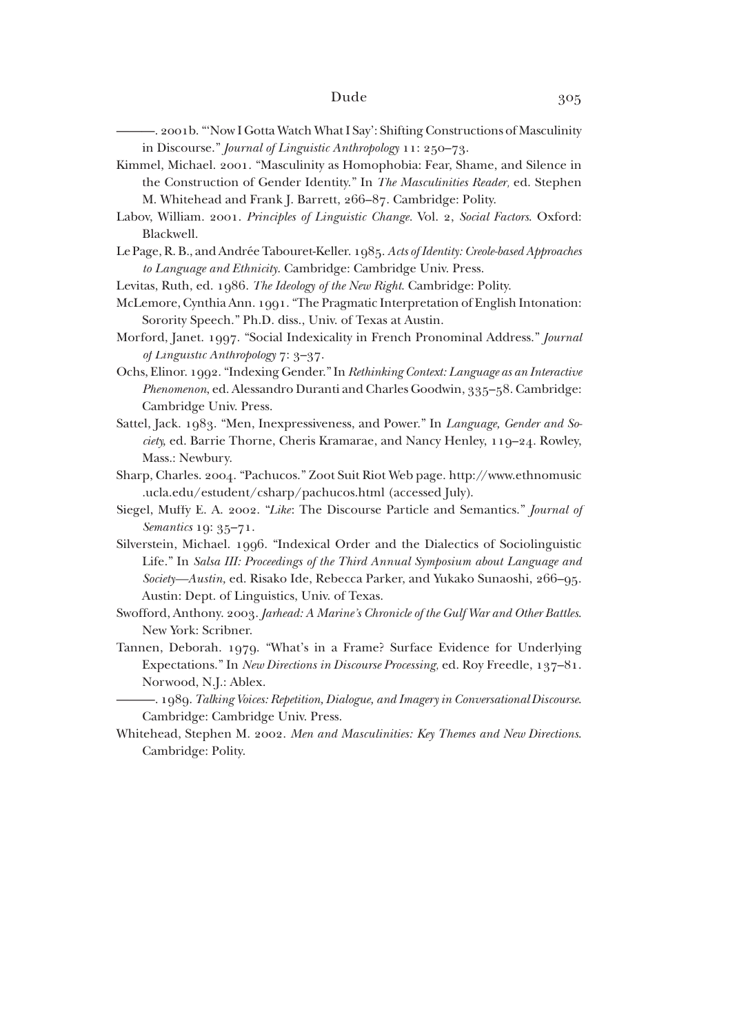———. 2001b. "'Now I Gotta Watch What I Say': Shifting Constructions of Masculinity in Discourse." *Journal of Linguistic Anthropology* 11: 250–73.

Kimmel, Michael. 2001. "Masculinity as Homophobia: Fear, Shame, and Silence in the Construction of Gender Identity." In *The Masculinities Reader,* ed. Stephen M. Whitehead and Frank J. Barrett, 266–87. Cambridge: Polity.

Labov, William. 2001. *Principles of Linguistic Change.* Vol. 2, *Social Factors.* Oxford: Blackwell.

Le Page, R. B., and Andrée Tabouret-Keller. 1985. *Acts of Identity: Creole-based Approaches to Language and Ethnicity.* Cambridge: Cambridge Univ. Press.

Levitas, Ruth, ed. 1986. *The Ideology of the New Right.* Cambridge: Polity.

McLemore, Cynthia Ann. 1991. "The Pragmatic Interpretation of English Intonation: Sorority Speech." Ph.D. diss., Univ. of Texas at Austin.

Morford, Janet. 1997. "Social Indexicality in French Pronominal Address." *Journal of Linguistic Anthropology* 7: 3–37.

Ochs, Elinor. 1992. "Indexing Gender." In *Rethinking Context: Language as an Interactive Phenomenon*, ed. Alessandro Duranti and Charles Goodwin, 335–58. Cambridge: Cambridge Univ. Press.

Sattel, Jack. 1983. "Men, Inexpressiveness, and Power." In *Language, Gender and Society,* ed. Barrie Thorne, Cheris Kramarae, and Nancy Henley, 119–24. Rowley, Mass.: Newbury.

Sharp, Charles. 2004. "Pachucos." Zoot Suit Riot Web page. http://www.ethnomusic.ucla.edu/estudent/csharp/pachucos.html (accessed July).

Siegel, Muffy E. A. 2002. "*Like*: The Discourse Particle and Semantics." *Journal of Semantics* 19: 35–71.

Silverstein, Michael. 1996. "Indexical Order and the Dialectics of Sociolinguistic Life." In *Salsa III: Proceedings of the Third Annual Symposium about Language and Society—Austin,* ed. Risako Ide, Rebecca Parker, and Yukako Sunaoshi, 266–95. Austin: Dept. of Linguistics, Univ. of Texas.

Swofford, Anthony. 2003. *Jarhead: A Marine's Chronicle of the Gulf War and Other Battles.* New York: Scribner.

Tannen, Deborah. 1979. "What's in a Frame? Surface Evidence for Underlying Expectations." In *New Directions in Discourse Processing,* ed. Roy Freedle, 137–81. Norwood, N.J.: Ablex.

———. 1989. *Talking Voices: Repetition, Dialogue, and Imagery in Conversational Discourse.* Cambridge: Cambridge Univ. Press.

Whitehead, Stephen M. 2002. *Men and Masculinities: Key Themes and New Directions.* Cambridge: Polity.